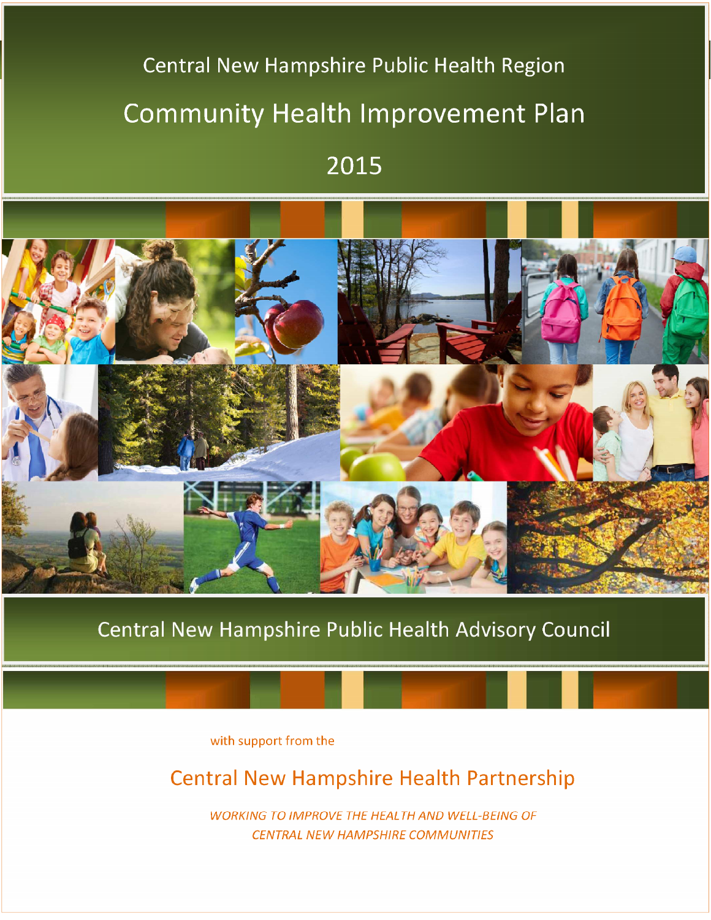# Central New Hampshire Public Health Region

# Community Health Improvement Plan

# 2015

## Central New Hampshire Public Health Advisory Council

with support from the

## Central New Hampshire Health Partnership

*WORKING TO IMPROVE THE HEALTH AND WELL-BEING OF CENTRAL NEW HAMPSHIRE COMMUNITIES*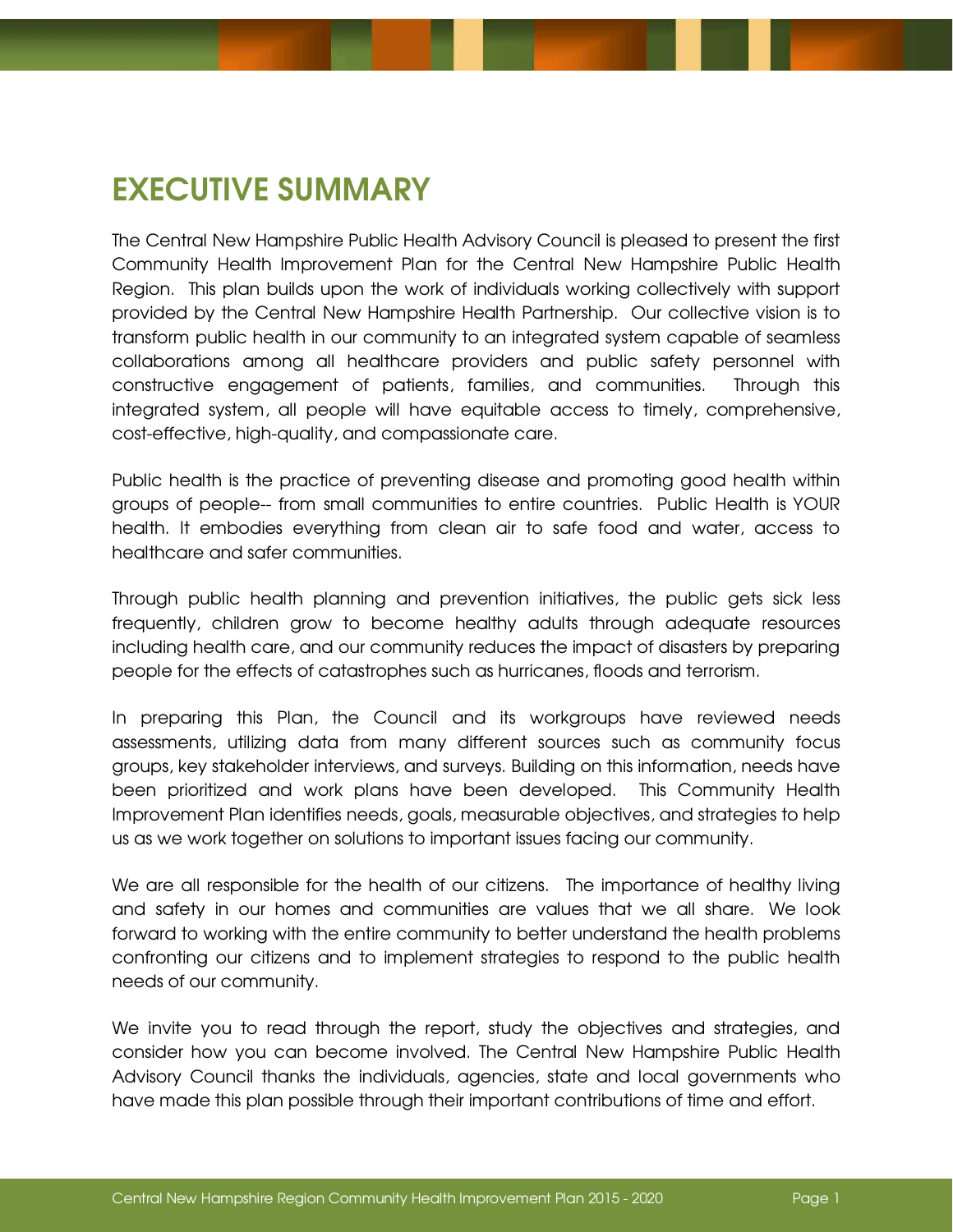# EXECUTIVE SUMMARY

The Central New Hampshire Public Health Advisory Council is pleased to present the first Community Health Improvement Plan for the Central New Hampshire Public Health Region. This plan builds upon the work of individuals working collectively with support provided by the Central New Hampshire Health Partnership. Our collective vision is to transform public health in our community to an integrated system capable of seamless collaborations among all healthcare providers and public safety personnel with constructive engagement of patients, families, and communities. Through this integrated system, all people will have equitable access to timely, comprehensive, cost-effective, high-quality, and compassionate care.

Public health is the practice of preventing disease and promoting good health within groups of people-- from small communities to entire countries. Public Health is YOUR health. It embodies everything from clean air to safe food and water, access to healthcare and safer communities.

Through public health planning and prevention initiatives, the public gets sick less frequently, children grow to become healthy adults through adequate resources including health care, and our community reduces the impact of disasters by preparing people for the effects of catastrophes such as hurricanes, floods and terrorism.

In preparing this Plan, the Council and its workgroups have reviewed needs assessments, utilizing data from many different sources such as community focus groups, key stakeholder interviews, and surveys. Building on this information, needs have been prioritized and work plans have been developed. This Community Health Improvement Plan identifies needs, goals, measurable objectives, and strategies to help us as we work together on solutions to important issues facing our community.

We are all responsible for the health of our citizens. The importance of healthy living and safety in our homes and communities are values that we all share. We look forward to working with the entire community to better understand the health problems confronting our citizens and to implement strategies to respond to the public health needs of our community.

We invite you to read through the report, study the objectives and strategies, and consider how you can become involved. The Central New Hampshire Public Health Advisory Council thanks the individuals, agencies, state and local governments who have made this plan possible through their important contributions of time and effort.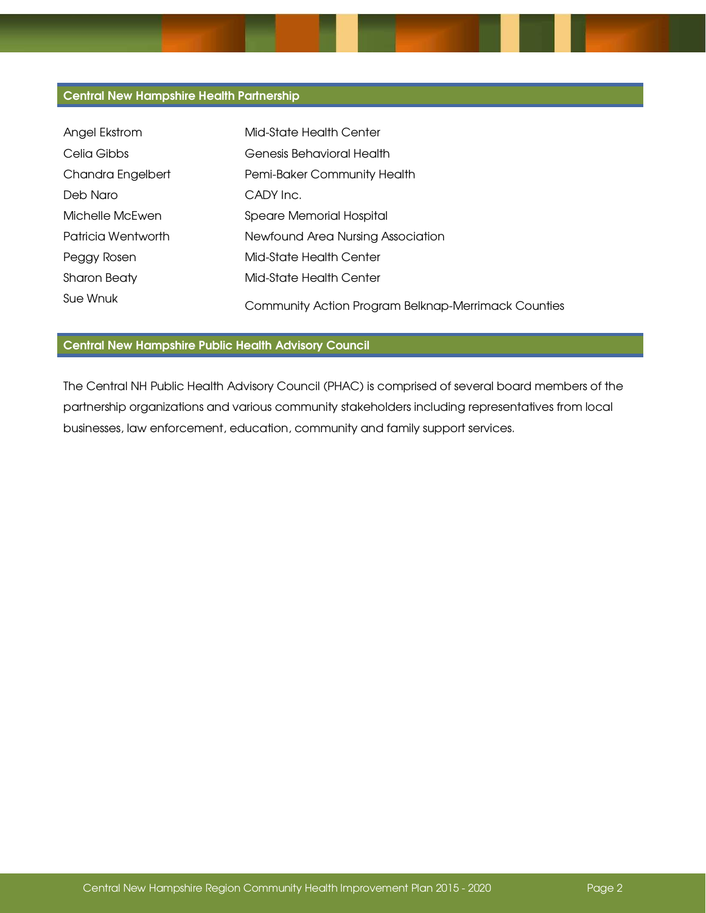## Central New Hampshire Health Partnership

| | |
|---|---|
| Angel Ekstrom | Mid-State Health Center |
| Celia Gibbs | Genesis Behavioral Health |
| Chandra Engelbert | Pemi-Baker Community Health |
| Deb Naro | CADY Inc. |
| Michelle McEwen | Speare Memorial Hospital |
| Patricia Wentworth | Newfound Area Nursing Association |
| Peggy Rosen | Mid-State Health Center |
| Sharon Beaty | Mid-State Health Center |
| Sue Wnuk | Community Action Program Belknap-Merrimack Counties |

## Central New Hampshire Public Health Advisory Council

The Central NH Public Health Advisory Council (PHAC) is comprised of several board members of the partnership organizations and various community stakeholders including representatives from local businesses, law enforcement, education, community and family support services.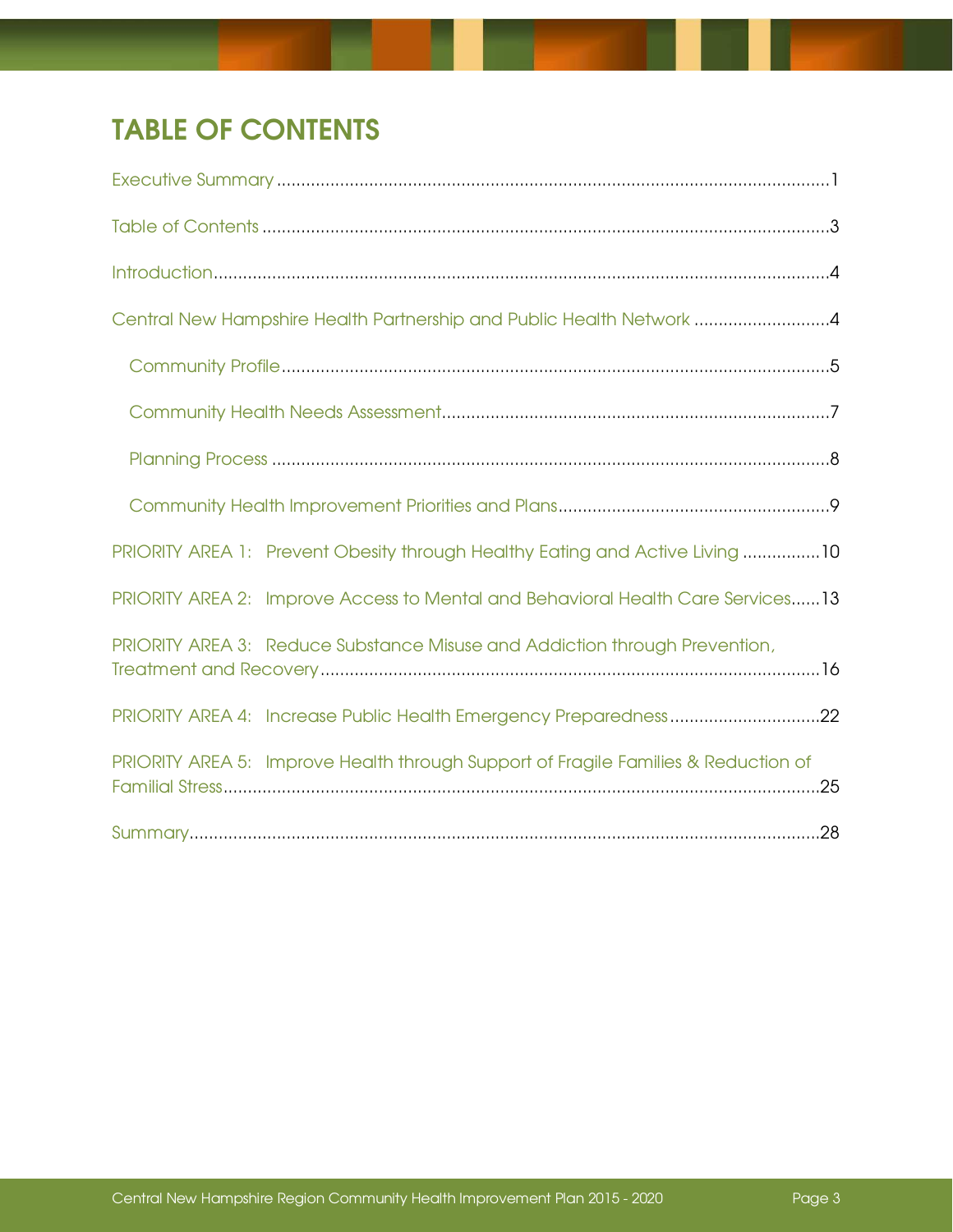# TABLE OF CONTENTS

Executive Summary ........................................................................................................1

Table of Contents ...........................................................................................................3

Introduction......................................................................................................................4

Central New Hampshire Health Partnership and Public Health Network .........................4

- Community Profile.......................................................................................................5
- Community Health Needs Assessment......................................................................7
- Planning Process ........................................................................................................8
- Community Health Improvement Priorities and Plans...............................................9

PRIORITY AREA 1: Prevent Obesity through Healthy Eating and Active Living ................10

PRIORITY AREA 2: Improve Access to Mental and Behavioral Health Care Services......13

PRIORITY AREA 3: Reduce Substance Misuse and Addiction through Prevention, Treatment and Recovery.....................................................................................................16

PRIORITY AREA 4: Increase Public Health Emergency Preparedness...............................22

PRIORITY AREA 5: Improve Health through Support of Fragile Families & Reduction of Familial Stress........................................................................................................................25

Summary..........................................................................................................................28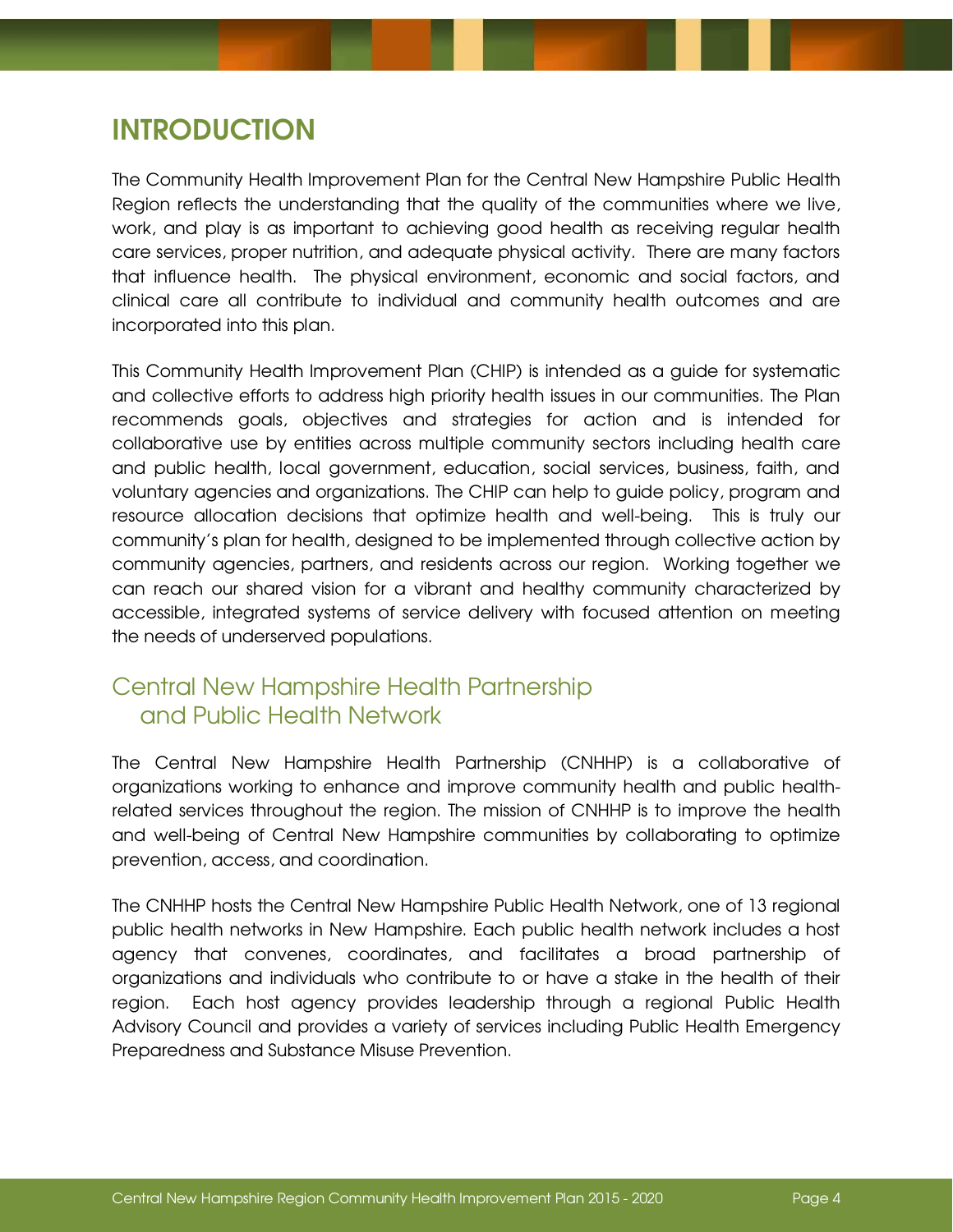# INTRODUCTION

The Community Health Improvement Plan for the Central New Hampshire Public Health Region reflects the understanding that the quality of the communities where we live, work, and play is as important to achieving good health as receiving regular health care services, proper nutrition, and adequate physical activity. There are many factors that influence health. The physical environment, economic and social factors, and clinical care all contribute to individual and community health outcomes and are incorporated into this plan.

This Community Health Improvement Plan (CHIP) is intended as a guide for systematic and collective efforts to address high priority health issues in our communities. The Plan recommends goals, objectives and strategies for action and is intended for collaborative use by entities across multiple community sectors including health care and public health, local government, education, social services, business, faith, and voluntary agencies and organizations. The CHIP can help to guide policy, program and resource allocation decisions that optimize health and well-being. This is truly our community's plan for health, designed to be implemented through collective action by community agencies, partners, and residents across our region. Working together we can reach our shared vision for a vibrant and healthy community characterized by accessible, integrated systems of service delivery with focused attention on meeting the needs of underserved populations.

## Central New Hampshire Health Partnership and Public Health Network

The Central New Hampshire Health Partnership (CNHHP) is a collaborative of organizations working to enhance and improve community health and public health-related services throughout the region. The mission of CNHHP is to improve the health and well-being of Central New Hampshire communities by collaborating to optimize prevention, access, and coordination.

The CNHHP hosts the Central New Hampshire Public Health Network, one of 13 regional public health networks in New Hampshire. Each public health network includes a host agency that convenes, coordinates, and facilitates a broad partnership of organizations and individuals who contribute to or have a stake in the health of their region. Each host agency provides leadership through a regional Public Health Advisory Council and provides a variety of services including Public Health Emergency Preparedness and Substance Misuse Prevention.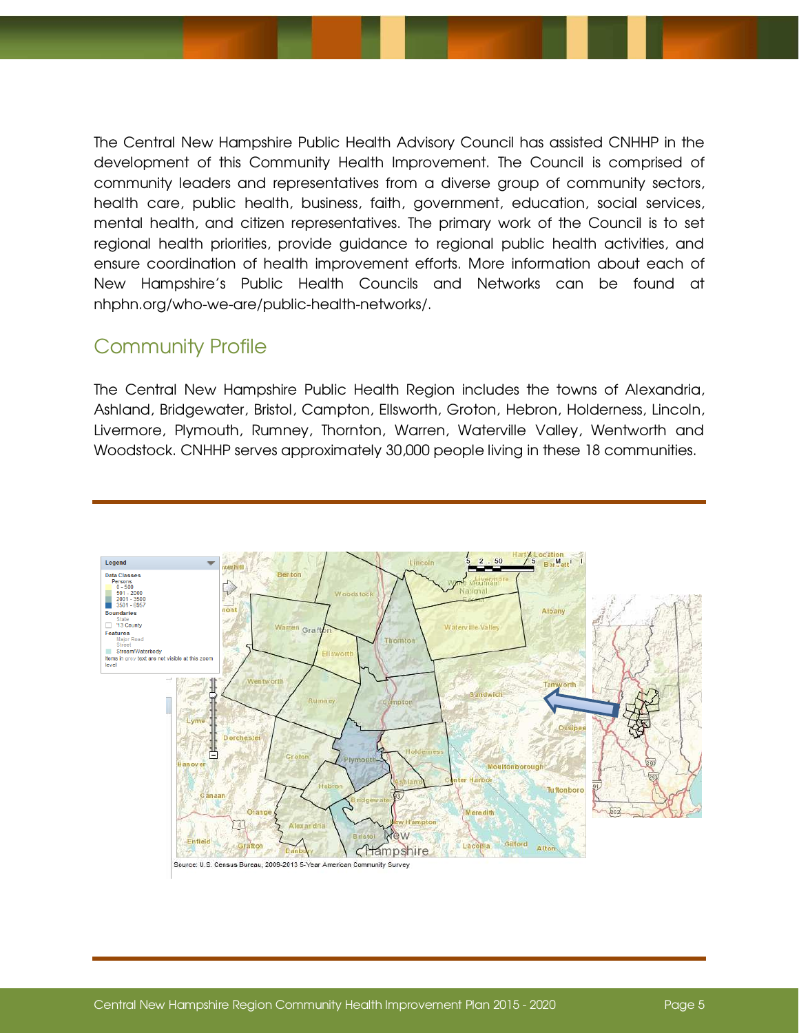The Central New Hampshire Public Health Advisory Council has assisted CNHHP in the development of this Community Health Improvement. The Council is comprised of community leaders and representatives from a diverse group of community sectors, health care, public health, business, faith, government, education, social services, mental health, and citizen representatives. The primary work of the Council is to set regional health priorities, provide guidance to regional public health activities, and ensure coordination of health improvement efforts. More information about each of New Hampshire's Public Health Councils and Networks can be found at nhphn.org/who-we-are/public-health-networks/.

## Community Profile

The Central New Hampshire Public Health Region includes the towns of Alexandria, Ashland, Bridgewater, Bristol, Campton, Ellsworth, Groton, Hebron, Holderness, Lincoln, Livermore, Plymouth, Rumney, Thornton, Warren, Waterville Valley, Wentworth and Woodstock. CNHHP serves approximately 30,000 people living in these 18 communities.

Source: U.S. Census Bureau, 2009-2013 5-Year American Community Survey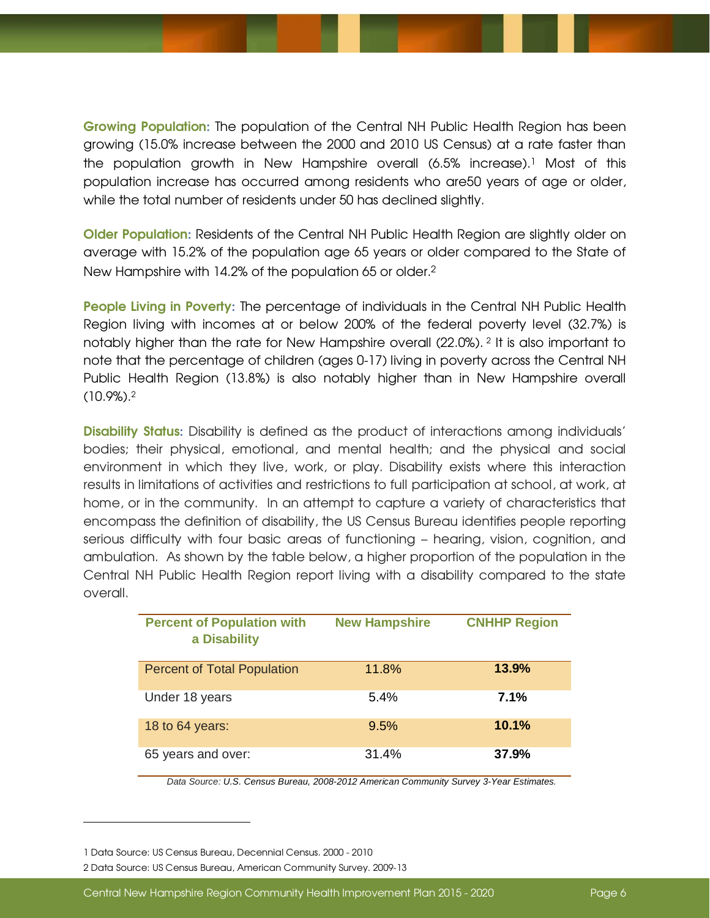**Growing Population:** The population of the Central NH Public Health Region has been growing (15.0% increase between the 2000 and 2010 US Census) at a rate faster than the population growth in New Hampshire overall (6.5% increase).[1] Most of this population increase has occurred among residents who are50 years of age or older, while the total number of residents under 50 has declined slightly.

**Older Population:** Residents of the Central NH Public Health Region are slightly older on average with 15.2% of the population age 65 years or older compared to the State of New Hampshire with 14.2% of the population 65 or older.[2]

**People Living in Poverty:** The percentage of individuals in the Central NH Public Health Region living with incomes at or below 200% of the federal poverty level (32.7%) is notably higher than the rate for New Hampshire overall (22.0%). [2] It is also important to note that the percentage of children (ages 0-17) living in poverty across the Central NH Public Health Region (13.8%) is also notably higher than in New Hampshire overall (10.9%).[2]

**Disability Status:** Disability is defined as the product of interactions among individuals' bodies; their physical, emotional, and mental health; and the physical and social environment in which they live, work, or play. Disability exists where this interaction results in limitations of activities and restrictions to full participation at school, at work, at home, or in the community. In an attempt to capture a variety of characteristics that encompass the definition of disability, the US Census Bureau identifies people reporting serious difficulty with four basic areas of functioning – hearing, vision, cognition, and ambulation. As shown by the table below, a higher proportion of the population in the Central NH Public Health Region report living with a disability compared to the state overall.

| Percent of Population with a Disability | New Hampshire | CNHHP Region |
|---|---|---|
| Percent of Total Population | 11.8% | **13.9%** |
| Under 18 years | 5.4% | **7.1%** |
| 18 to 64 years: | 9.5% | **10.1%** |
| 65 years and over: | 31.4% | **37.9%** |

*Data Source: U.S. Census Bureau, 2008-2012 American Community Survey 3-Year Estimates.*

1 Data Source: US Census Bureau, Decennial Census. 2000 - 2010

2 Data Source: US Census Bureau, American Community Survey. 2009-13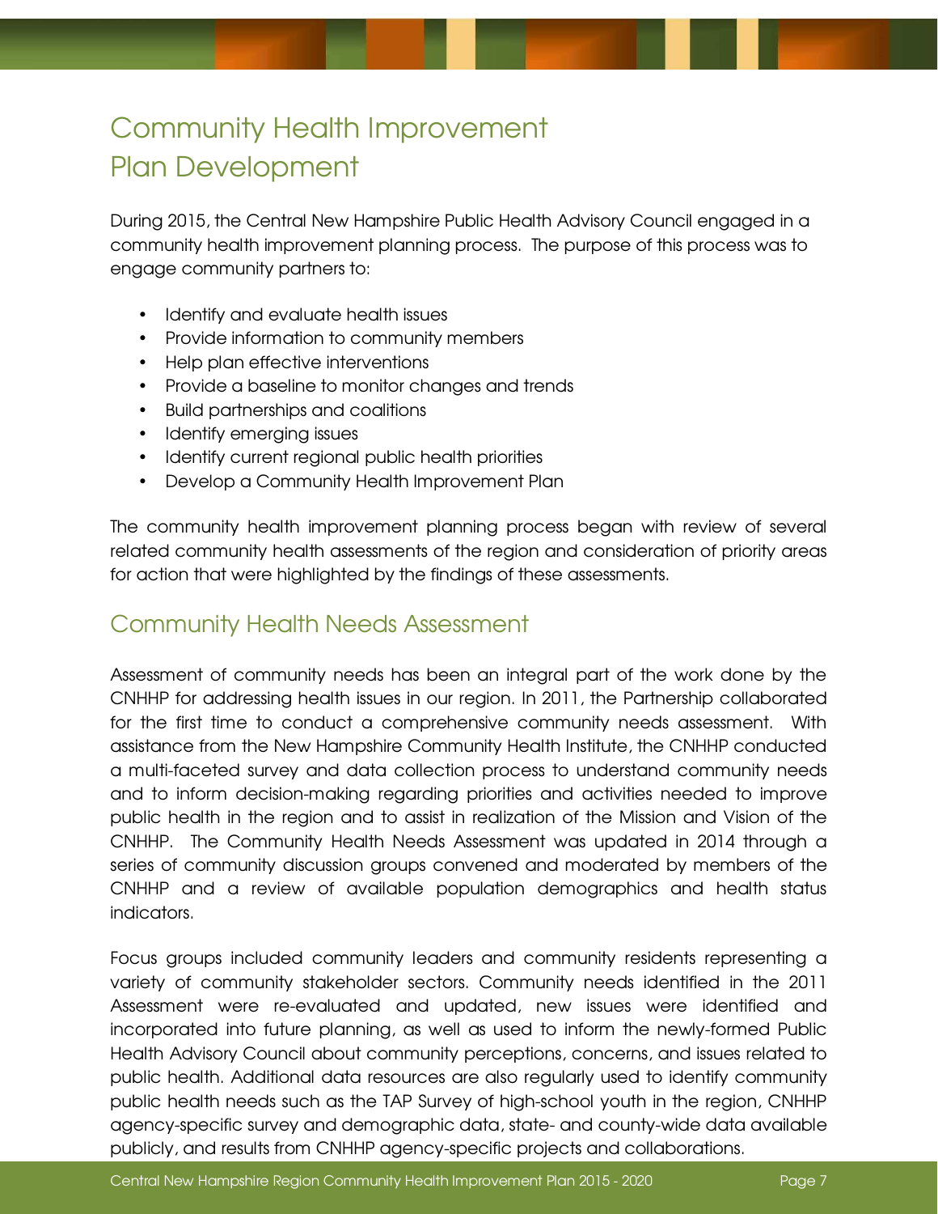# Community Health Improvement Plan Development

During 2015, the Central New Hampshire Public Health Advisory Council engaged in a community health improvement planning process. The purpose of this process was to engage community partners to:

- Identify and evaluate health issues
- Provide information to community members
- Help plan effective interventions
- Provide a baseline to monitor changes and trends
- Build partnerships and coalitions
- Identify emerging issues
- Identify current regional public health priorities
- Develop a Community Health Improvement Plan

The community health improvement planning process began with review of several related community health assessments of the region and consideration of priority areas for action that were highlighted by the findings of these assessments.

## Community Health Needs Assessment

Assessment of community needs has been an integral part of the work done by the CNHHP for addressing health issues in our region. In 2011, the Partnership collaborated for the first time to conduct a comprehensive community needs assessment. With assistance from the New Hampshire Community Health Institute, the CNHHP conducted a multi-faceted survey and data collection process to understand community needs and to inform decision-making regarding priorities and activities needed to improve public health in the region and to assist in realization of the Mission and Vision of the CNHHP. The Community Health Needs Assessment was updated in 2014 through a series of community discussion groups convened and moderated by members of the CNHHP and a review of available population demographics and health status indicators.

Focus groups included community leaders and community residents representing a variety of community stakeholder sectors. Community needs identified in the 2011 Assessment were re-evaluated and updated, new issues were identified and incorporated into future planning, as well as used to inform the newly-formed Public Health Advisory Council about community perceptions, concerns, and issues related to public health. Additional data resources are also regularly used to identify community public health needs such as the TAP Survey of high-school youth in the region, CNHHP agency-specific survey and demographic data, state- and county-wide data available publicly, and results from CNHHP agency-specific projects and collaborations.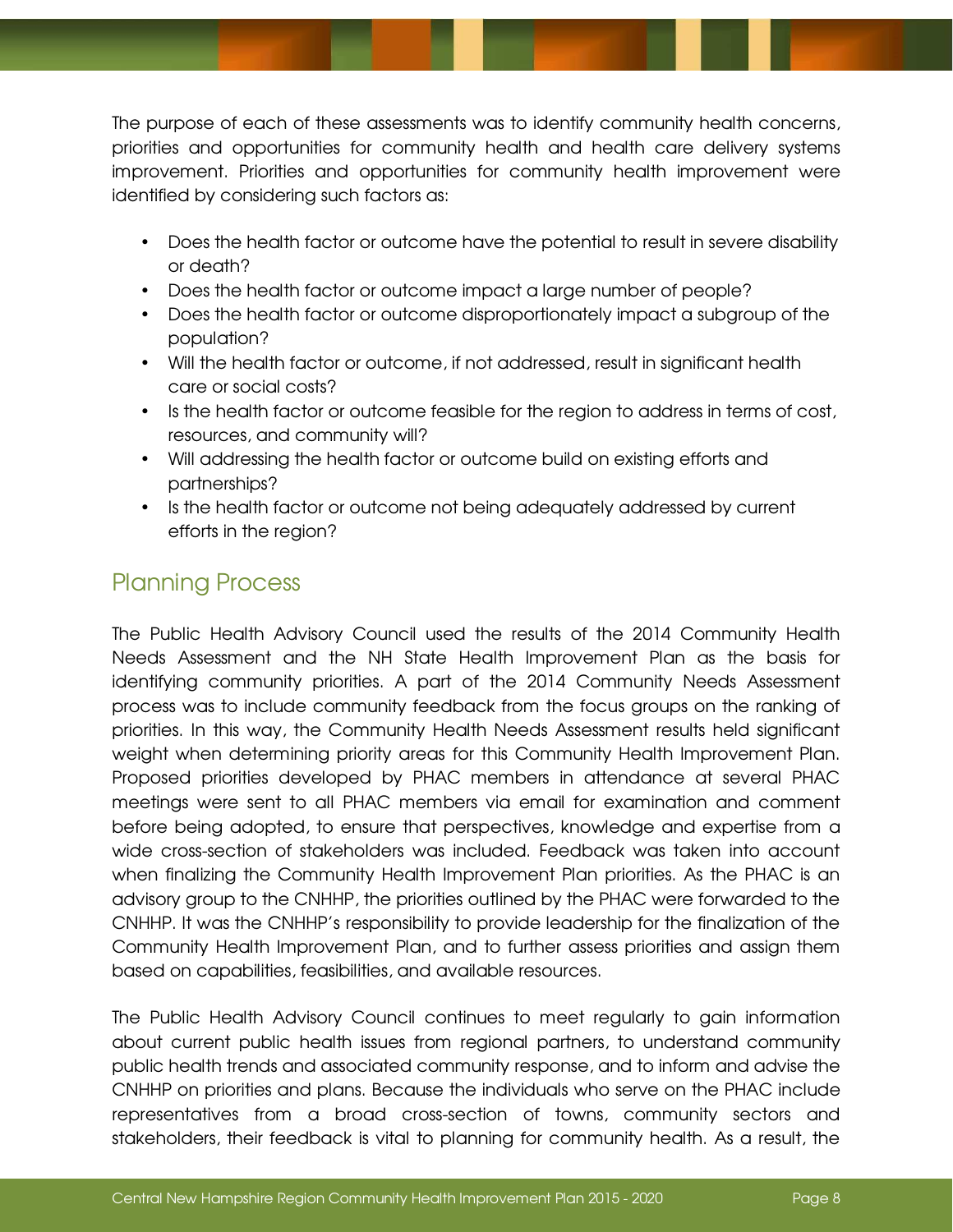The purpose of each of these assessments was to identify community health concerns, priorities and opportunities for community health and health care delivery systems improvement. Priorities and opportunities for community health improvement were identified by considering such factors as:

- Does the health factor or outcome have the potential to result in severe disability or death?
- Does the health factor or outcome impact a large number of people?
- Does the health factor or outcome disproportionately impact a subgroup of the population?
- Will the health factor or outcome, if not addressed, result in significant health care or social costs?
- Is the health factor or outcome feasible for the region to address in terms of cost, resources, and community will?
- Will addressing the health factor or outcome build on existing efforts and partnerships?
- Is the health factor or outcome not being adequately addressed by current efforts in the region?

## Planning Process

The Public Health Advisory Council used the results of the 2014 Community Health Needs Assessment and the NH State Health Improvement Plan as the basis for identifying community priorities. A part of the 2014 Community Needs Assessment process was to include community feedback from the focus groups on the ranking of priorities. In this way, the Community Health Needs Assessment results held significant weight when determining priority areas for this Community Health Improvement Plan. Proposed priorities developed by PHAC members in attendance at several PHAC meetings were sent to all PHAC members via email for examination and comment before being adopted, to ensure that perspectives, knowledge and expertise from a wide cross-section of stakeholders was included. Feedback was taken into account when finalizing the Community Health Improvement Plan priorities. As the PHAC is an advisory group to the CNHHP, the priorities outlined by the PHAC were forwarded to the CNHHP. It was the CNHHP's responsibility to provide leadership for the finalization of the Community Health Improvement Plan, and to further assess priorities and assign them based on capabilities, feasibilities, and available resources.

The Public Health Advisory Council continues to meet regularly to gain information about current public health issues from regional partners, to understand community public health trends and associated community response, and to inform and advise the CNHHP on priorities and plans. Because the individuals who serve on the PHAC include representatives from a broad cross-section of towns, community sectors and stakeholders, their feedback is vital to planning for community health. As a result, the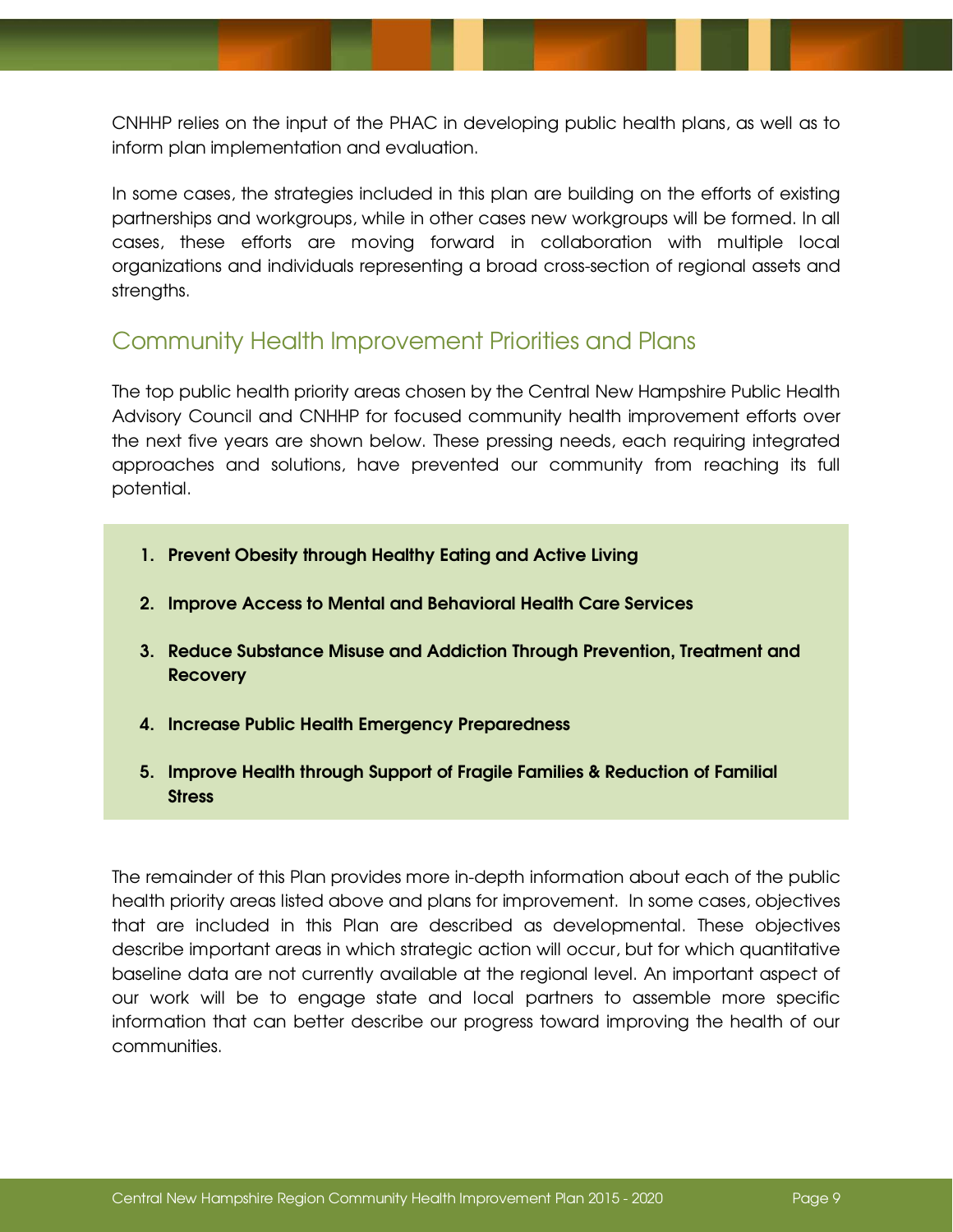CNHHP relies on the input of the PHAC in developing public health plans, as well as to inform plan implementation and evaluation.

In some cases, the strategies included in this plan are building on the efforts of existing partnerships and workgroups, while in other cases new workgroups will be formed. In all cases, these efforts are moving forward in collaboration with multiple local organizations and individuals representing a broad cross-section of regional assets and strengths.

## Community Health Improvement Priorities and Plans

The top public health priority areas chosen by the Central New Hampshire Public Health Advisory Council and CNHHP for focused community health improvement efforts over the next five years are shown below. These pressing needs, each requiring integrated approaches and solutions, have prevented our community from reaching its full potential.

1. **Prevent Obesity through Healthy Eating and Active Living**
2. **Improve Access to Mental and Behavioral Health Care Services**
3. **Reduce Substance Misuse and Addiction Through Prevention, Treatment and Recovery**
4. **Increase Public Health Emergency Preparedness**
5. **Improve Health through Support of Fragile Families & Reduction of Familial Stress**

The remainder of this Plan provides more in-depth information about each of the public health priority areas listed above and plans for improvement. In some cases, objectives that are included in this Plan are described as developmental. These objectives describe important areas in which strategic action will occur, but for which quantitative baseline data are not currently available at the regional level. An important aspect of our work will be to engage state and local partners to assemble more specific information that can better describe our progress toward improving the health of our communities.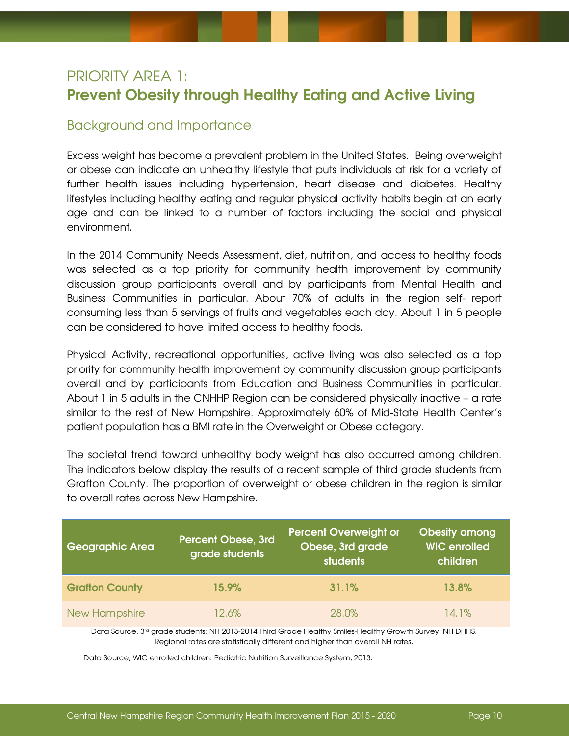# PRIORITY AREA 1:
# Prevent Obesity through Healthy Eating and Active Living

## Background and Importance

Excess weight has become a prevalent problem in the United States. Being overweight or obese can indicate an unhealthy lifestyle that puts individuals at risk for a variety of further health issues including hypertension, heart disease and diabetes. Healthy lifestyles including healthy eating and regular physical activity habits begin at an early age and can be linked to a number of factors including the social and physical environment.

In the 2014 Community Needs Assessment, diet, nutrition, and access to healthy foods was selected as a top priority for community health improvement by community discussion group participants overall and by participants from Mental Health and Business Communities in particular. About 70% of adults in the region self- report consuming less than 5 servings of fruits and vegetables each day. About 1 in 5 people can be considered to have limited access to healthy foods.

Physical Activity, recreational opportunities, active living was also selected as a top priority for community health improvement by community discussion group participants overall and by participants from Education and Business Communities in particular. About 1 in 5 adults in the CNHHP Region can be considered physically inactive – a rate similar to the rest of New Hampshire. Approximately 60% of Mid-State Health Center's patient population has a BMI rate in the Overweight or Obese category.

The societal trend toward unhealthy body weight has also occurred among children. The indicators below display the results of a recent sample of third grade students from Grafton County. The proportion of overweight or obese children in the region is similar to overall rates across New Hampshire.

| Geographic Area | Percent Obese, 3rd grade students | Percent Overweight or Obese, 3rd grade students | Obesity among WIC enrolled children |
|---|---|---|---|
| **Grafton County** | **15.9%** | **31.1%** | **13.8%** |
| New Hampshire | 12.6% | 28.0% | 14.1% |

Data Source, 3rd grade students: NH 2013-2014 Third Grade Healthy Smiles-Healthy Growth Survey, NH DHHS. Regional rates are statistically different and higher than overall NH rates.

Data Source, WIC enrolled children: Pediatric Nutrition Surveillance System, 2013.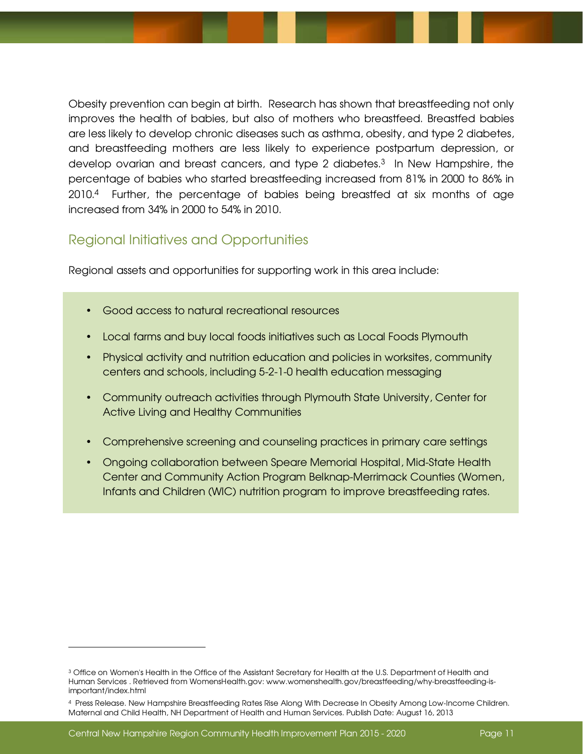Obesity prevention can begin at birth. Research has shown that breastfeeding not only improves the health of babies, but also of mothers who breastfeed. Breastfed babies are less likely to develop chronic diseases such as asthma, obesity, and type 2 diabetes, and breastfeeding mothers are less likely to experience postpartum depression, or develop ovarian and breast cancers, and type 2 diabetes.[3] In New Hampshire, the percentage of babies who started breastfeeding increased from 81% in 2000 to 86% in 2010.[4] Further, the percentage of babies being breastfed at six months of age increased from 34% in 2000 to 54% in 2010.

## Regional Initiatives and Opportunities

Regional assets and opportunities for supporting work in this area include:

- Good access to natural recreational resources
- Local farms and buy local foods initiatives such as Local Foods Plymouth
- Physical activity and nutrition education and policies in worksites, community centers and schools, including 5-2-1-0 health education messaging
- Community outreach activities through Plymouth State University, Center for Active Living and Healthy Communities
- Comprehensive screening and counseling practices in primary care settings
- Ongoing collaboration between Speare Memorial Hospital, Mid-State Health Center and Community Action Program Belknap-Merrimack Counties (Women, Infants and Children (WIC) nutrition program to improve breastfeeding rates.

---

[3] Office on Women's Health in the Office of the Assistant Secretary for Health at the U.S. Department of Health and Human Services . Retrieved from WomensHealth.gov: www.womenshealth.gov/breastfeeding/why-breastfeeding-is-important/index.html

[4] Press Release. New Hampshire Breastfeeding Rates Rise Along With Decrease In Obesity Among Low-Income Children. Maternal and Child Health, NH Department of Health and Human Services. Publish Date: August 16, 2013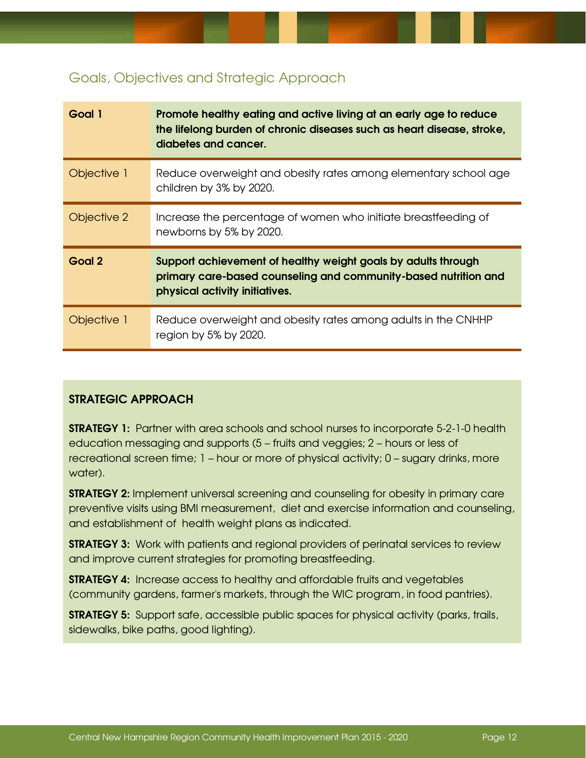## Goals, Objectives and Strategic Approach

| | |
|---|---|
| **Goal 1** | **Promote healthy eating and active living at an early age to reduce the lifelong burden of chronic diseases such as heart disease, stroke, diabetes and cancer.** |
| Objective 1 | Reduce overweight and obesity rates among elementary school age children by 3% by 2020. |
| Objective 2 | Increase the percentage of women who initiate breastfeeding of newborns by 5% by 2020. |
| **Goal 2** | **Support achievement of healthy weight goals by adults through primary care-based counseling and community-based nutrition and physical activity initiatives.** |
| Objective 1 | Reduce overweight and obesity rates among adults in the CNHHP region by 5% by 2020. |

### STRATEGIC APPROACH

**STRATEGY 1:** Partner with area schools and school nurses to incorporate 5-2-1-0 health education messaging and supports (5 – fruits and veggies; 2 – hours or less of recreational screen time; 1 – hour or more of physical activity; 0 – sugary drinks, more water).

**STRATEGY 2:** Implement universal screening and counseling for obesity in primary care preventive visits using BMI measurement, diet and exercise information and counseling, and establishment of health weight plans as indicated.

**STRATEGY 3:** Work with patients and regional providers of perinatal services to review and improve current strategies for promoting breastfeeding.

**STRATEGY 4:** Increase access to healthy and affordable fruits and vegetables (community gardens, farmer's markets, through the WIC program, in food pantries).

**STRATEGY 5:** Support safe, accessible public spaces for physical activity (parks, trails, sidewalks, bike paths, good lighting).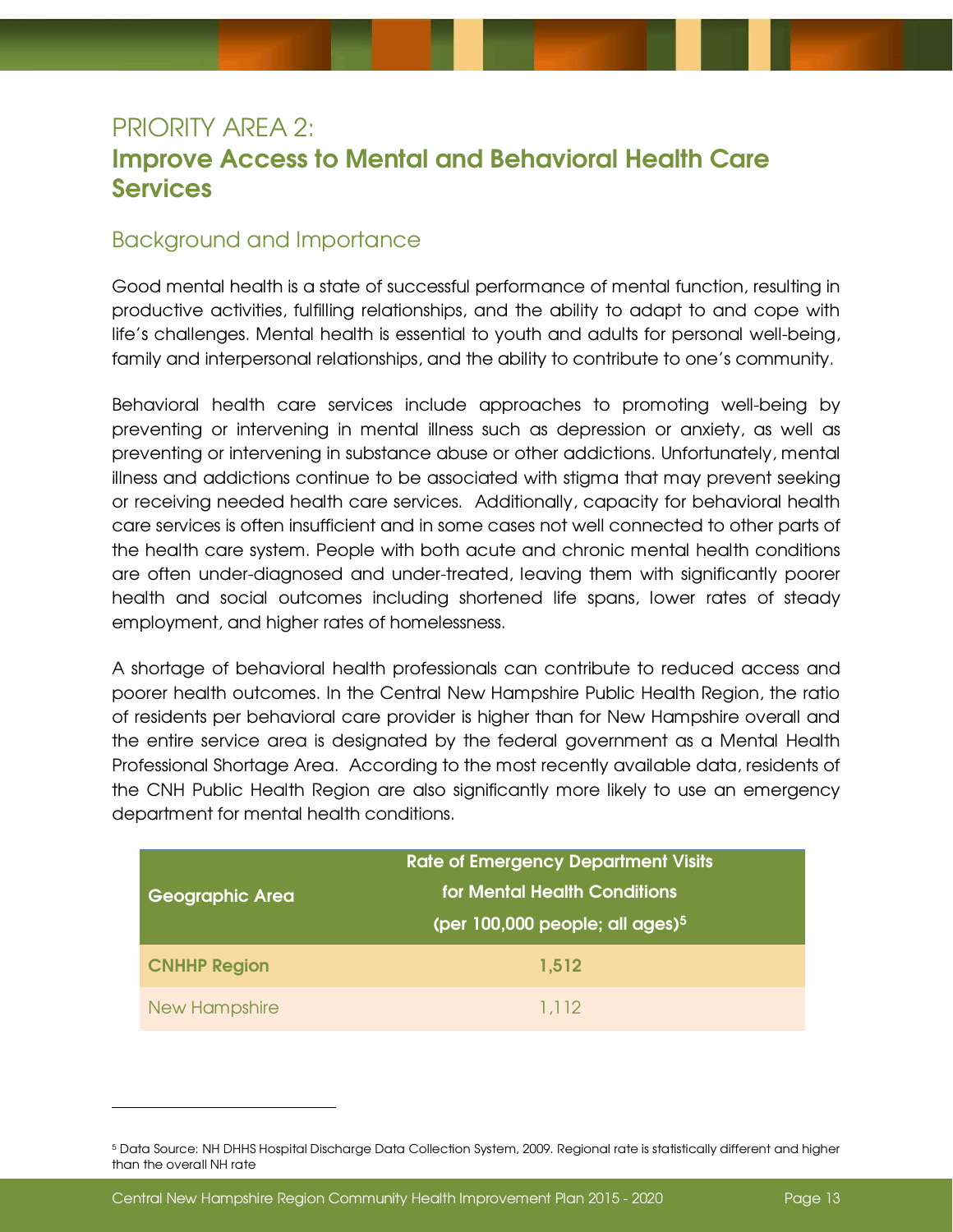# PRIORITY AREA 2:
# Improve Access to Mental and Behavioral Health Care Services

## Background and Importance

Good mental health is a state of successful performance of mental function, resulting in productive activities, fulfilling relationships, and the ability to adapt to and cope with life's challenges. Mental health is essential to youth and adults for personal well-being, family and interpersonal relationships, and the ability to contribute to one's community.

Behavioral health care services include approaches to promoting well-being by preventing or intervening in mental illness such as depression or anxiety, as well as preventing or intervening in substance abuse or other addictions. Unfortunately, mental illness and addictions continue to be associated with stigma that may prevent seeking or receiving needed health care services. Additionally, capacity for behavioral health care services is often insufficient and in some cases not well connected to other parts of the health care system. People with both acute and chronic mental health conditions are often under-diagnosed and under-treated, leaving them with significantly poorer health and social outcomes including shortened life spans, lower rates of steady employment, and higher rates of homelessness.

A shortage of behavioral health professionals can contribute to reduced access and poorer health outcomes. In the Central New Hampshire Public Health Region, the ratio of residents per behavioral care provider is higher than for New Hampshire overall and the entire service area is designated by the federal government as a Mental Health Professional Shortage Area. According to the most recently available data, residents of the CNH Public Health Region are also significantly more likely to use an emergency department for mental health conditions.

| Geographic Area | Rate of Emergency Department Visits for Mental Health Conditions (per 100,000 people; all ages)[5] |
|---|---|
| **CNHHP Region** | **1,512** |
| New Hampshire | 1,112 |

[5] Data Source: NH DHHS Hospital Discharge Data Collection System, 2009. Regional rate is statistically different and higher than the overall NH rate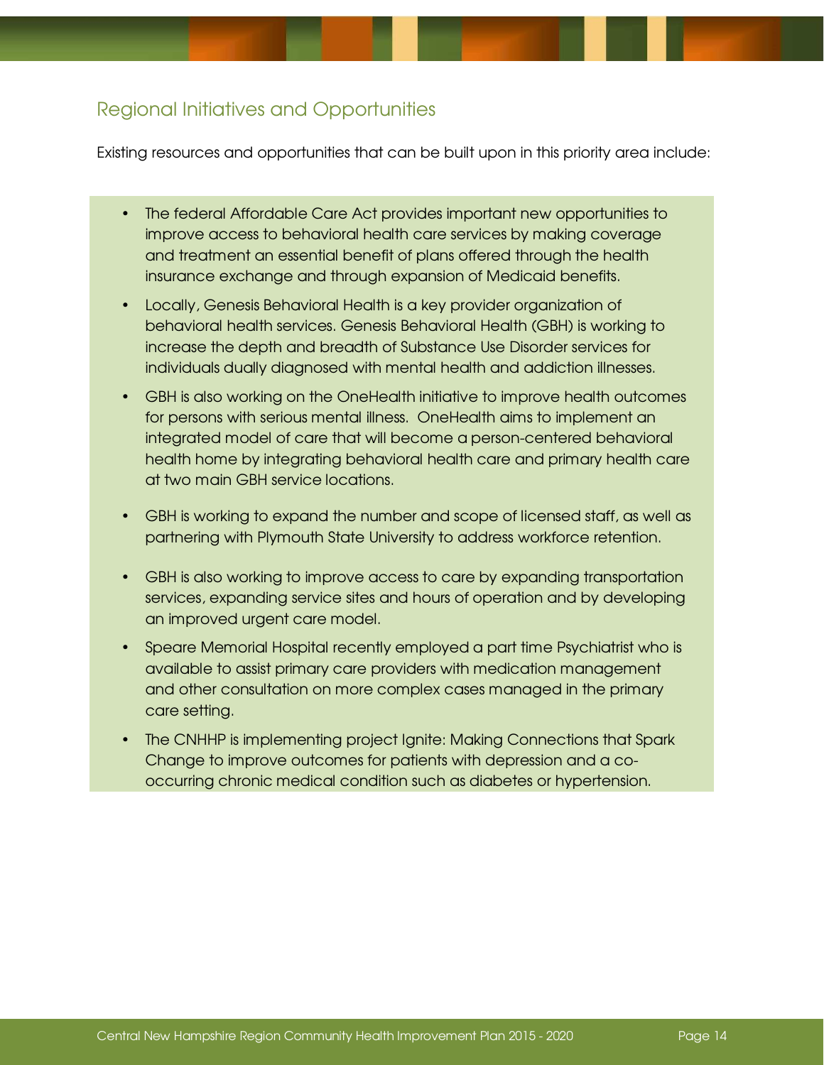## Regional Initiatives and Opportunities

Existing resources and opportunities that can be built upon in this priority area include:

- The federal Affordable Care Act provides important new opportunities to improve access to behavioral health care services by making coverage and treatment an essential benefit of plans offered through the health insurance exchange and through expansion of Medicaid benefits.
- Locally, Genesis Behavioral Health is a key provider organization of behavioral health services. Genesis Behavioral Health (GBH) is working to increase the depth and breadth of Substance Use Disorder services for individuals dually diagnosed with mental health and addiction illnesses.
- GBH is also working on the OneHealth initiative to improve health outcomes for persons with serious mental illness. OneHealth aims to implement an integrated model of care that will become a person-centered behavioral health home by integrating behavioral health care and primary health care at two main GBH service locations.
- GBH is working to expand the number and scope of licensed staff, as well as partnering with Plymouth State University to address workforce retention.
- GBH is also working to improve access to care by expanding transportation services, expanding service sites and hours of operation and by developing an improved urgent care model.
- Speare Memorial Hospital recently employed a part time Psychiatrist who is available to assist primary care providers with medication management and other consultation on more complex cases managed in the primary care setting.
- The CNHHP is implementing project Ignite: Making Connections that Spark Change to improve outcomes for patients with depression and a co-occurring chronic medical condition such as diabetes or hypertension.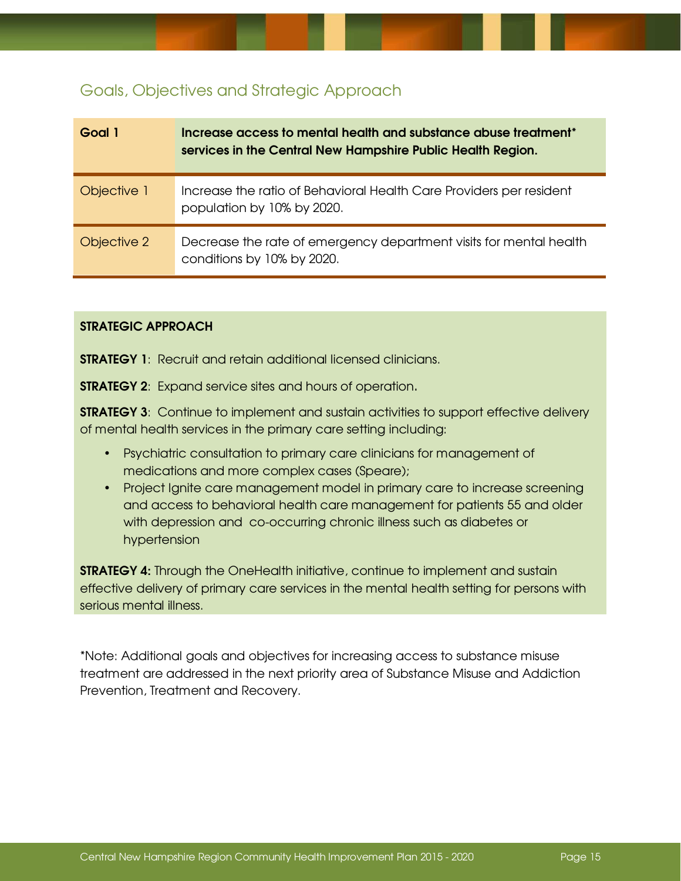## Goals, Objectives and Strategic Approach

| Goal 1 | **Increase access to mental health and substance abuse treatment* services in the Central New Hampshire Public Health Region.** |
|---|---|
| Objective 1 | Increase the ratio of Behavioral Health Care Providers per resident population by 10% by 2020. |
| Objective 2 | Decrease the rate of emergency department visits for mental health conditions by 10% by 2020. |

**STRATEGIC APPROACH**

**STRATEGY 1**: Recruit and retain additional licensed clinicians.

**STRATEGY 2**: Expand service sites and hours of operation.

**STRATEGY 3**: Continue to implement and sustain activities to support effective delivery of mental health services in the primary care setting including:

- Psychiatric consultation to primary care clinicians for management of medications and more complex cases (Speare);
- Project Ignite care management model in primary care to increase screening and access to behavioral health care management for patients 55 and older with depression and co-occurring chronic illness such as diabetes or hypertension

**STRATEGY 4:** Through the OneHealth initiative, continue to implement and sustain effective delivery of primary care services in the mental health setting for persons with serious mental illness.

*Note: Additional goals and objectives for increasing access to substance misuse treatment are addressed in the next priority area of Substance Misuse and Addiction Prevention, Treatment and Recovery.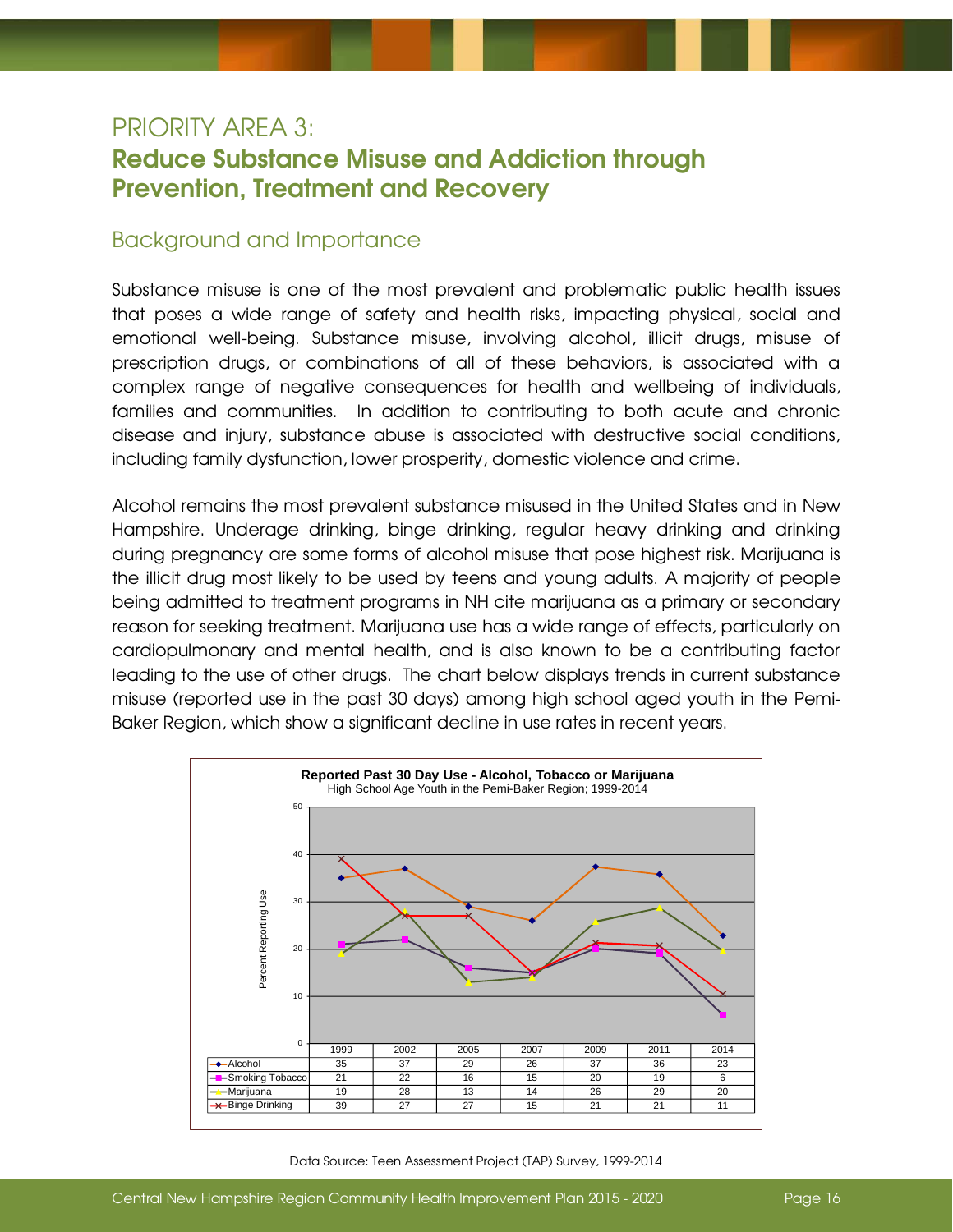# PRIORITY AREA 3:
## Reduce Substance Misuse and Addiction through Prevention, Treatment and Recovery

### Background and Importance

Substance misuse is one of the most prevalent and problematic public health issues that poses a wide range of safety and health risks, impacting physical, social and emotional well-being. Substance misuse, involving alcohol, illicit drugs, misuse of prescription drugs, or combinations of all of these behaviors, is associated with a complex range of negative consequences for health and wellbeing of individuals, families and communities. In addition to contributing to both acute and chronic disease and injury, substance abuse is associated with destructive social conditions, including family dysfunction, lower prosperity, domestic violence and crime.

Alcohol remains the most prevalent substance misused in the United States and in New Hampshire. Underage drinking, binge drinking, regular heavy drinking and drinking during pregnancy are some forms of alcohol misuse that pose highest risk. Marijuana is the illicit drug most likely to be used by teens and young adults. A majority of people being admitted to treatment programs in NH cite marijuana as a primary or secondary reason for seeking treatment. Marijuana use has a wide range of effects, particularly on cardiopulmonary and mental health, and is also known to be a contributing factor leading to the use of other drugs. The chart below displays trends in current substance misuse (reported use in the past 30 days) among high school aged youth in the Pemi-Baker Region, which show a significant decline in use rates in recent years.

**Reported Past 30 Day Use - Alcohol, Tobacco or Marijuana**
High School Age Youth in the Pemi-Baker Region; 1999-2014

| | 1999 | 2002 | 2005 | 2007 | 2009 | 2011 | 2014 |
|---|---|---|---|---|---|---|---|
| Alcohol | 35 | 37 | 29 | 26 | 37 | 36 | 23 |
| Smoking Tobacco | 21 | 22 | 16 | 15 | 20 | 19 | 6 |
| Marijuana | 19 | 28 | 13 | 14 | 26 | 29 | 20 |
| Binge Drinking | 39 | 27 | 27 | 15 | 21 | 21 | 11 |

Data Source: Teen Assessment Project (TAP) Survey, 1999-2014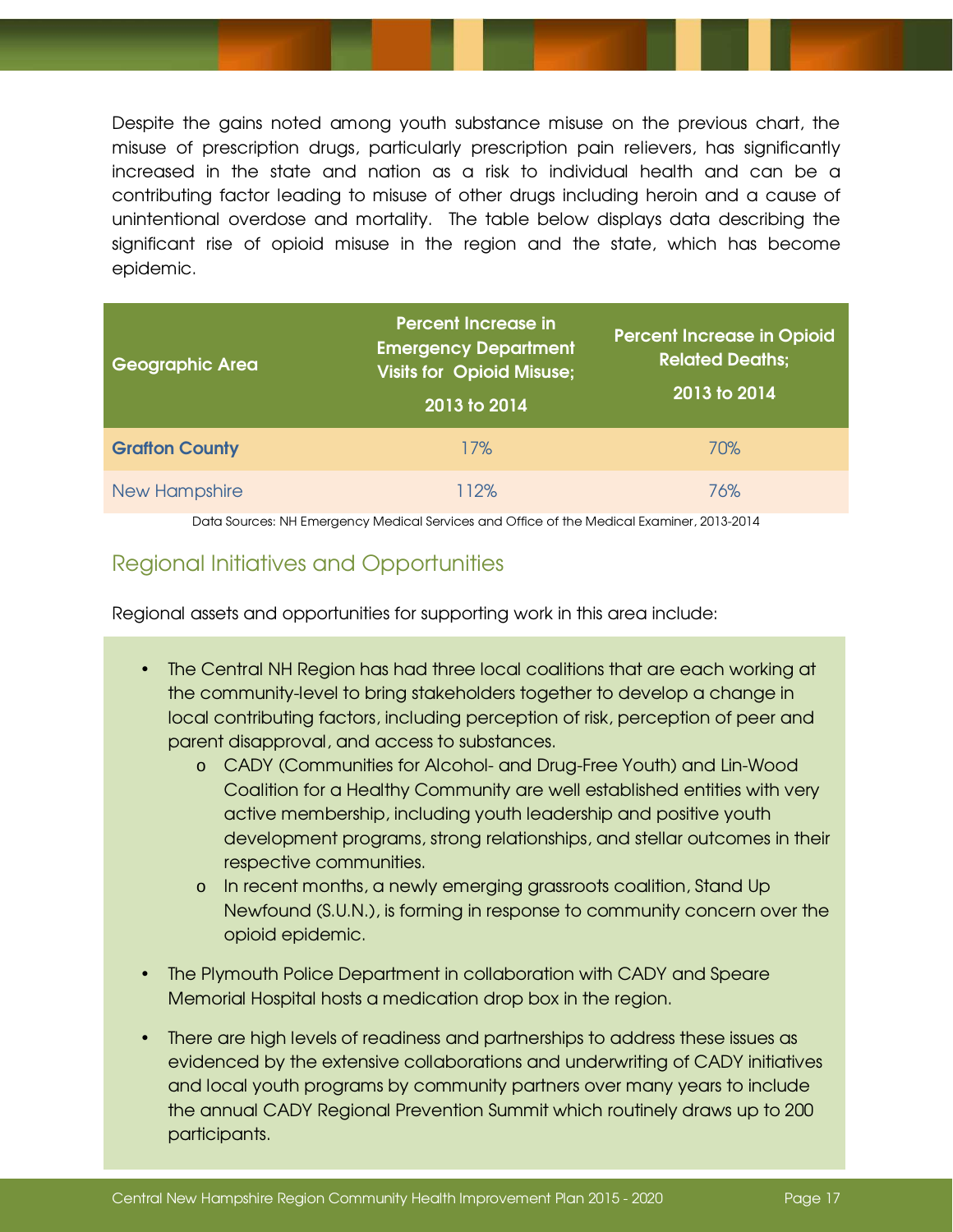Despite the gains noted among youth substance misuse on the previous chart, the misuse of prescription drugs, particularly prescription pain relievers, has significantly increased in the state and nation as a risk to individual health and can be a contributing factor leading to misuse of other drugs including heroin and a cause of unintentional overdose and mortality. The table below displays data describing the significant rise of opioid misuse in the region and the state, which has become epidemic.

| Geographic Area | Percent Increase in Emergency Department Visits for Opioid Misuse; 2013 to 2014 | Percent Increase in Opioid Related Deaths; 2013 to 2014 |
|---|---|---|
| **Grafton County** | 17% | 70% |
| New Hampshire | 112% | 76% |

Data Sources: NH Emergency Medical Services and Office of the Medical Examiner, 2013-2014

## Regional Initiatives and Opportunities

Regional assets and opportunities for supporting work in this area include:

- The Central NH Region has had three local coalitions that are each working at the community-level to bring stakeholders together to develop a change in local contributing factors, including perception of risk, perception of peer and parent disapproval, and access to substances.
  - CADY (Communities for Alcohol- and Drug-Free Youth) and Lin-Wood Coalition for a Healthy Community are well established entities with very active membership, including youth leadership and positive youth development programs, strong relationships, and stellar outcomes in their respective communities.
  - In recent months, a newly emerging grassroots coalition, Stand Up Newfound (S.U.N.), is forming in response to community concern over the opioid epidemic.
- The Plymouth Police Department in collaboration with CADY and Speare Memorial Hospital hosts a medication drop box in the region.
- There are high levels of readiness and partnerships to address these issues as evidenced by the extensive collaborations and underwriting of CADY initiatives and local youth programs by community partners over many years to include the annual CADY Regional Prevention Summit which routinely draws up to 200 participants.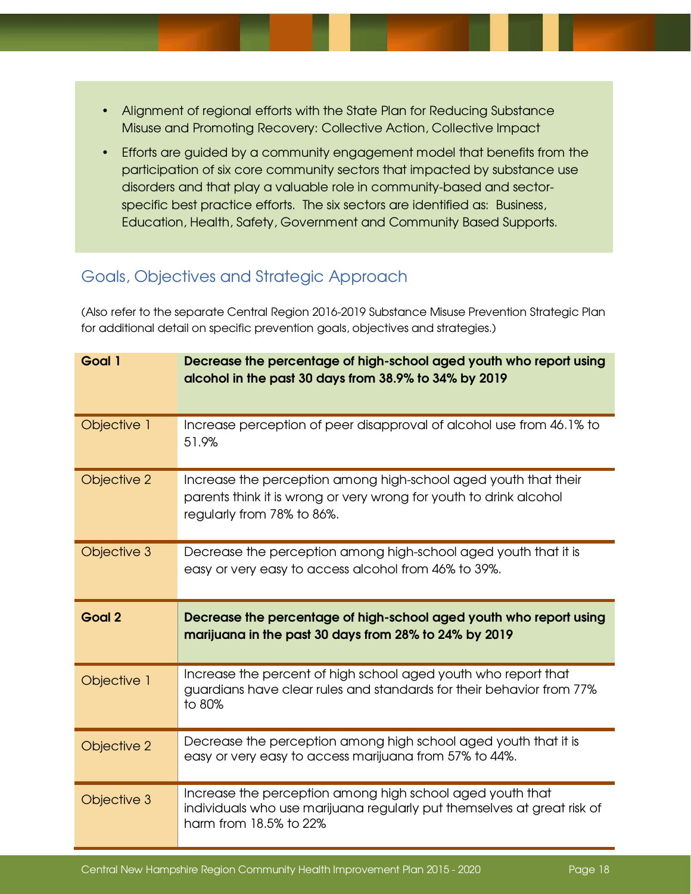- Alignment of regional efforts with the State Plan for Reducing Substance Misuse and Promoting Recovery: Collective Action, Collective Impact
- Efforts are guided by a community engagement model that benefits from the participation of six core community sectors that impacted by substance use disorders and that play a valuable role in community-based and sector-specific best practice efforts. The six sectors are identified as: Business, Education, Health, Safety, Government and Community Based Supports.

## Goals, Objectives and Strategic Approach

(Also refer to the separate Central Region 2016-2019 Substance Misuse Prevention Strategic Plan for additional detail on specific prevention goals, objectives and strategies.)

| **Goal 1** | **Decrease the percentage of high-school aged youth who report using alcohol in the past 30 days from 38.9% to 34% by 2019** |
|---|---|
| Objective 1 | Increase perception of peer disapproval of alcohol use from 46.1% to 51.9% |
| Objective 2 | Increase the perception among high-school aged youth that their parents think it is wrong or very wrong for youth to drink alcohol regularly from 78% to 86%. |
| Objective 3 | Decrease the perception among high-school aged youth that it is easy or very easy to access alcohol from 46% to 39%. |
| **Goal 2** | **Decrease the percentage of high-school aged youth who report using marijuana in the past 30 days from 28% to 24% by 2019** |
| Objective 1 | Increase the percent of high school aged youth who report that guardians have clear rules and standards for their behavior from 77% to 80% |
| Objective 2 | Decrease the perception among high school aged youth that it is easy or very easy to access marijuana from 57% to 44%. |
| Objective 3 | Increase the perception among high school aged youth that individuals who use marijuana regularly put themselves at great risk of harm from 18.5% to 22% |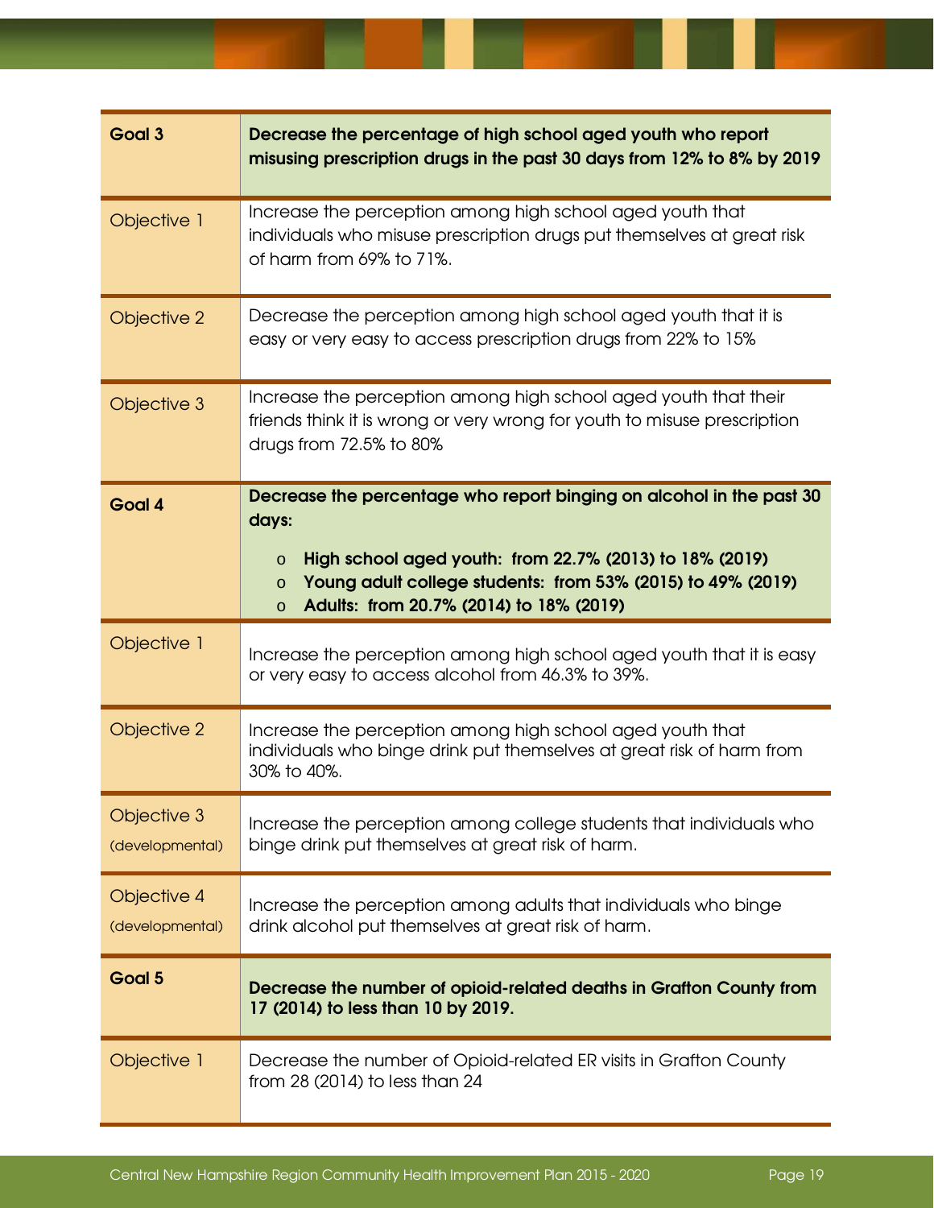| | |
|---|---|
| **Goal 3** | **Decrease the percentage of high school aged youth who report misusing prescription drugs in the past 30 days from 12% to 8% by 2019** |
| Objective 1 | Increase the perception among high school aged youth that individuals who misuse prescription drugs put themselves at great risk of harm from 69% to 71%. |
| Objective 2 | Decrease the perception among high school aged youth that it is easy or very easy to access prescription drugs from 22% to 15% |
| Objective 3 | Increase the perception among high school aged youth that their friends think it is wrong or very wrong for youth to misuse prescription drugs from 72.5% to 80% |
| **Goal 4** | **Decrease the percentage who report binging on alcohol in the past 30 days:**<br>o **High school aged youth: from 22.7% (2013) to 18% (2019)**<br>o **Young adult college students: from 53% (2015) to 49% (2019)**<br>o **Adults: from 20.7% (2014) to 18% (2019)** |
| Objective 1 | Increase the perception among high school aged youth that it is easy or very easy to access alcohol from 46.3% to 39%. |
| Objective 2 | Increase the perception among high school aged youth that individuals who binge drink put themselves at great risk of harm from 30% to 40%. |
| Objective 3 (developmental) | Increase the perception among college students that individuals who binge drink put themselves at great risk of harm. |
| Objective 4 (developmental) | Increase the perception among adults that individuals who binge drink alcohol put themselves at great risk of harm. |
| **Goal 5** | **Decrease the number of opioid-related deaths in Grafton County from 17 (2014) to less than 10 by 2019.** |
| Objective 1 | Decrease the number of Opioid-related ER visits in Grafton County from 28 (2014) to less than 24 |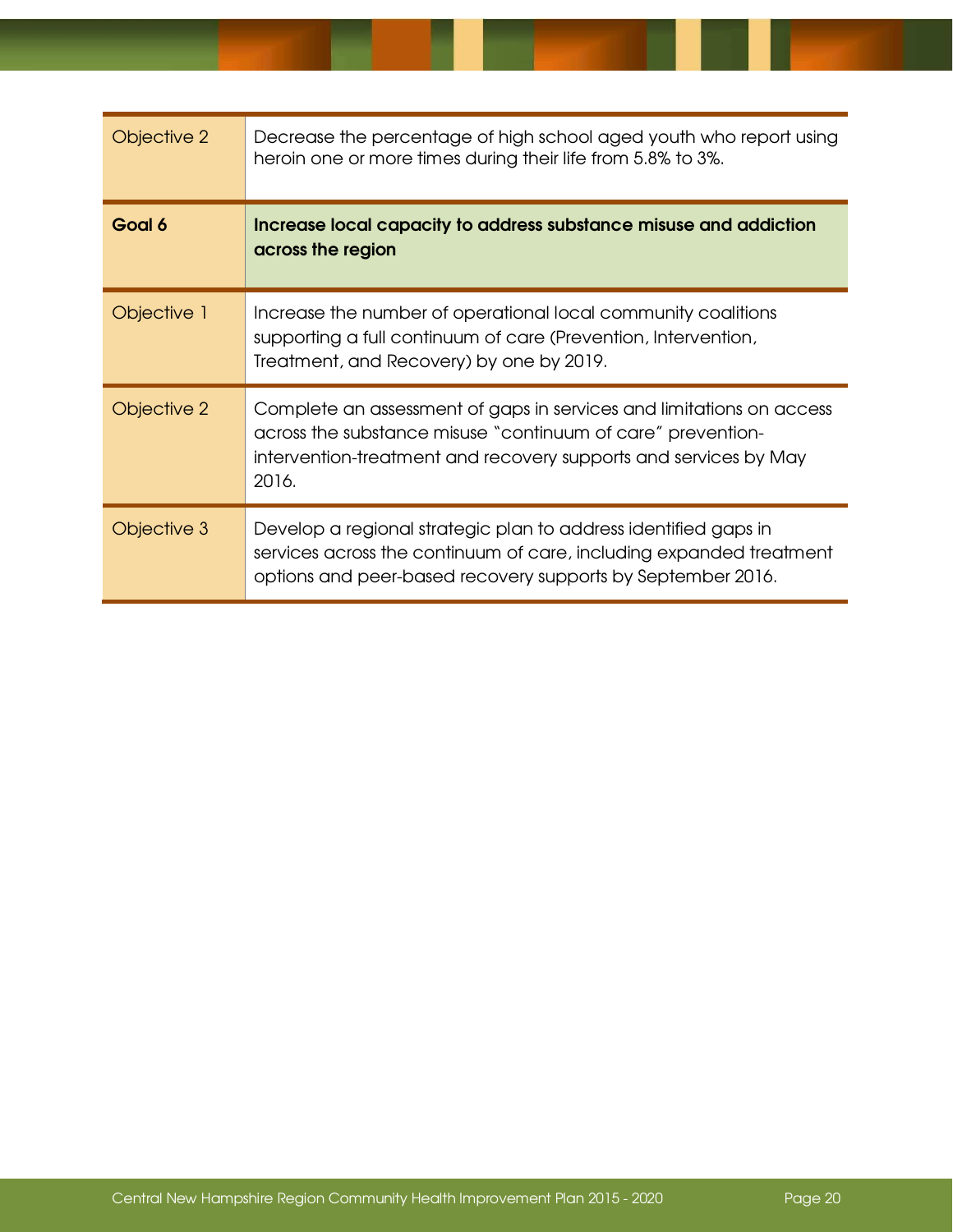| | |
|---|---|
| Objective 2 | Decrease the percentage of high school aged youth who report using heroin one or more times during their life from 5.8% to 3%. |
| **Goal 6** | **Increase local capacity to address substance misuse and addiction across the region** |
| Objective 1 | Increase the number of operational local community coalitions supporting a full continuum of care (Prevention, Intervention, Treatment, and Recovery) by one by 2019. |
| Objective 2 | Complete an assessment of gaps in services and limitations on access across the substance misuse "continuum of care" prevention-intervention-treatment and recovery supports and services by May 2016. |
| Objective 3 | Develop a regional strategic plan to address identified gaps in services across the continuum of care, including expanded treatment options and peer-based recovery supports by September 2016. |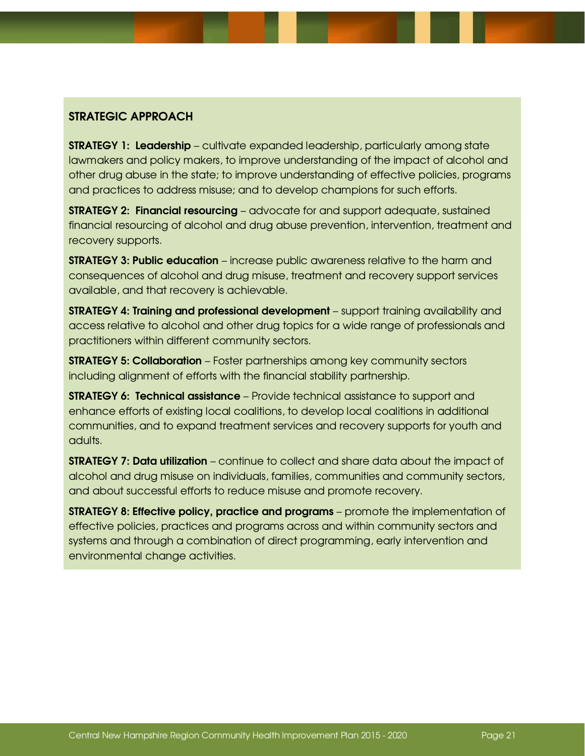## STRATEGIC APPROACH

**STRATEGY 1: Leadership** – cultivate expanded leadership, particularly among state lawmakers and policy makers, to improve understanding of the impact of alcohol and other drug abuse in the state; to improve understanding of effective policies, programs and practices to address misuse; and to develop champions for such efforts.

**STRATEGY 2: Financial resourcing** – advocate for and support adequate, sustained financial resourcing of alcohol and drug abuse prevention, intervention, treatment and recovery supports.

**STRATEGY 3: Public education** – increase public awareness relative to the harm and consequences of alcohol and drug misuse, treatment and recovery support services available, and that recovery is achievable.

**STRATEGY 4: Training and professional development** – support training availability and access relative to alcohol and other drug topics for a wide range of professionals and practitioners within different community sectors.

**STRATEGY 5: Collaboration** – Foster partnerships among key community sectors including alignment of efforts with the financial stability partnership.

**STRATEGY 6: Technical assistance** – Provide technical assistance to support and enhance efforts of existing local coalitions, to develop local coalitions in additional communities, and to expand treatment services and recovery supports for youth and adults.

**STRATEGY 7: Data utilization** – continue to collect and share data about the impact of alcohol and drug misuse on individuals, families, communities and community sectors, and about successful efforts to reduce misuse and promote recovery.

**STRATEGY 8: Effective policy, practice and programs** – promote the implementation of effective policies, practices and programs across and within community sectors and systems and through a combination of direct programming, early intervention and environmental change activities.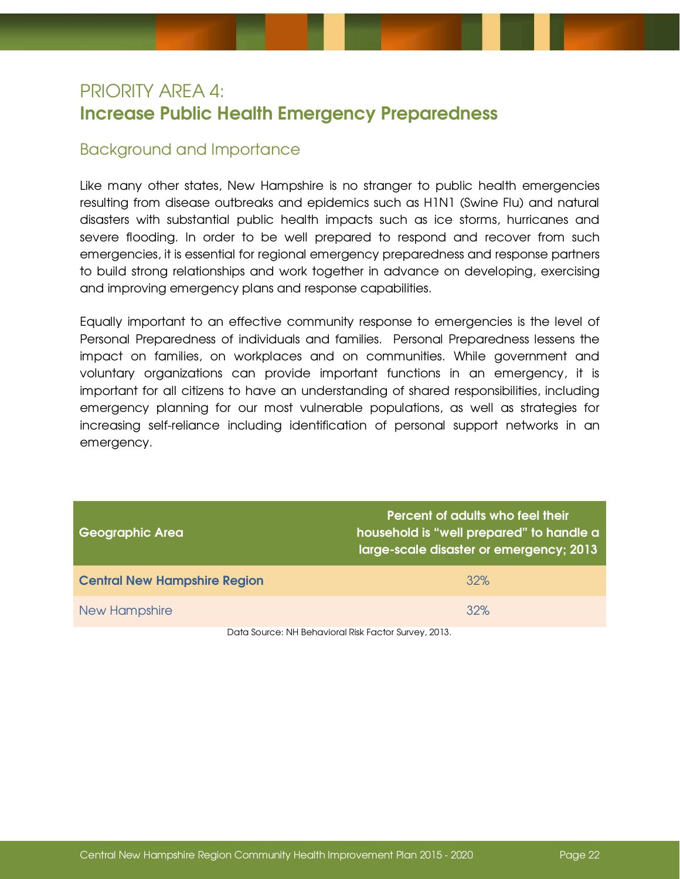# PRIORITY AREA 4:
# Increase Public Health Emergency Preparedness

## Background and Importance

Like many other states, New Hampshire is no stranger to public health emergencies resulting from disease outbreaks and epidemics such as H1N1 (Swine Flu) and natural disasters with substantial public health impacts such as ice storms, hurricanes and severe flooding. In order to be well prepared to respond and recover from such emergencies, it is essential for regional emergency preparedness and response partners to build strong relationships and work together in advance on developing, exercising and improving emergency plans and response capabilities.

Equally important to an effective community response to emergencies is the level of Personal Preparedness of individuals and families. Personal Preparedness lessens the impact on families, on workplaces and on communities. While government and voluntary organizations can provide important functions in an emergency, it is important for all citizens to have an understanding of shared responsibilities, including emergency planning for our most vulnerable populations, as well as strategies for increasing self-reliance including identification of personal support networks in an emergency.

| Geographic Area | Percent of adults who feel their household is "well prepared" to handle a large-scale disaster or emergency; 2013 |
|---|---|
| **Central New Hampshire Region** | 32% |
| New Hampshire | 32% |

Data Source: NH Behavioral Risk Factor Survey, 2013.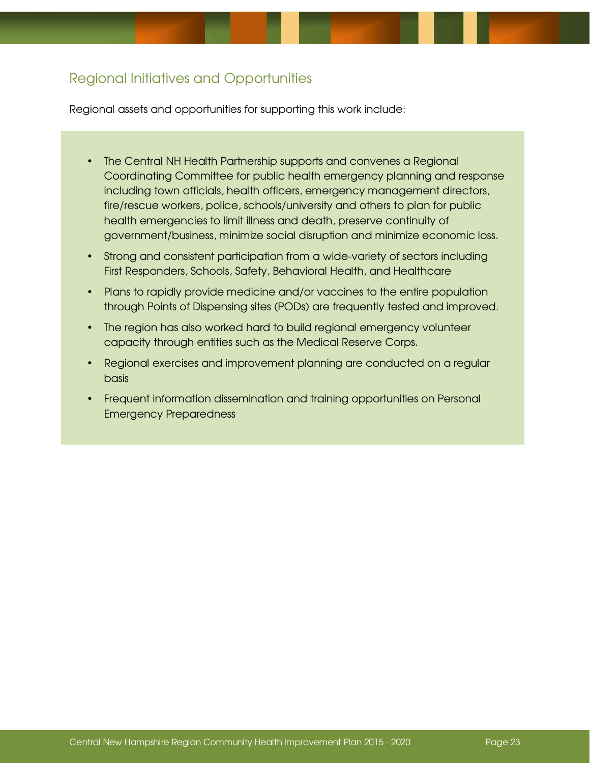## Regional Initiatives and Opportunities

Regional assets and opportunities for supporting this work include:

- The Central NH Health Partnership supports and convenes a Regional Coordinating Committee for public health emergency planning and response including town officials, health officers, emergency management directors, fire/rescue workers, police, schools/university and others to plan for public health emergencies to limit illness and death, preserve continuity of government/business, minimize social disruption and minimize economic loss.
- Strong and consistent participation from a wide-variety of sectors including First Responders, Schools, Safety, Behavioral Health, and Healthcare
- Plans to rapidly provide medicine and/or vaccines to the entire population through Points of Dispensing sites (PODs) are frequently tested and improved.
- The region has also worked hard to build regional emergency volunteer capacity through entities such as the Medical Reserve Corps.
- Regional exercises and improvement planning are conducted on a regular basis
- Frequent information dissemination and training opportunities on Personal Emergency Preparedness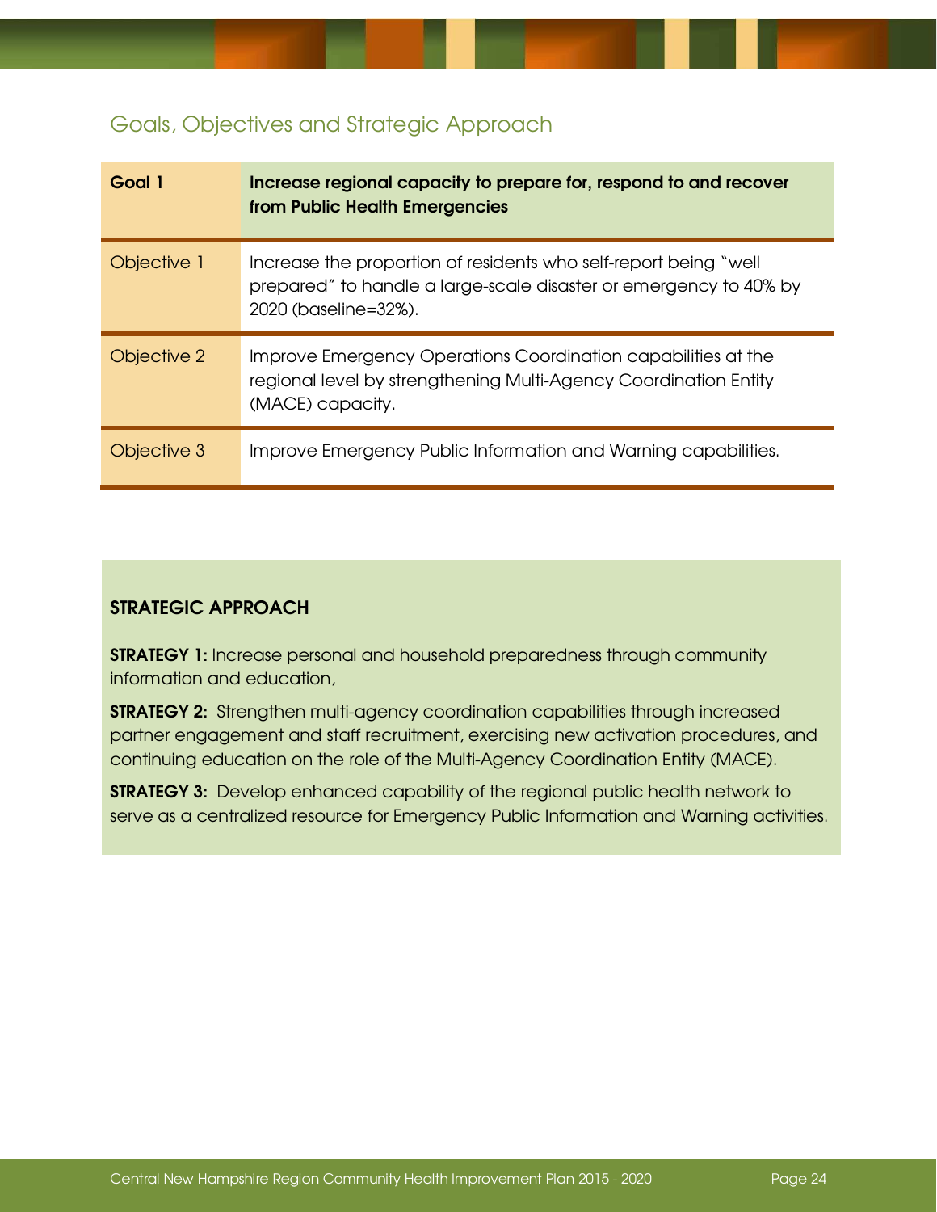## Goals, Objectives and Strategic Approach

| **Goal 1** | **Increase regional capacity to prepare for, respond to and recover from Public Health Emergencies** |
| --- | --- |
| Objective 1 | Increase the proportion of residents who self-report being "well prepared" to handle a large-scale disaster or emergency to 40% by 2020 (baseline=32%). |
| Objective 2 | Improve Emergency Operations Coordination capabilities at the regional level by strengthening Multi-Agency Coordination Entity (MACE) capacity. |
| Objective 3 | Improve Emergency Public Information and Warning capabilities. |

**STRATEGIC APPROACH**

**STRATEGY 1:** Increase personal and household preparedness through community information and education,

**STRATEGY 2:** Strengthen multi-agency coordination capabilities through increased partner engagement and staff recruitment, exercising new activation procedures, and continuing education on the role of the Multi-Agency Coordination Entity (MACE).

**STRATEGY 3:** Develop enhanced capability of the regional public health network to serve as a centralized resource for Emergency Public Information and Warning activities.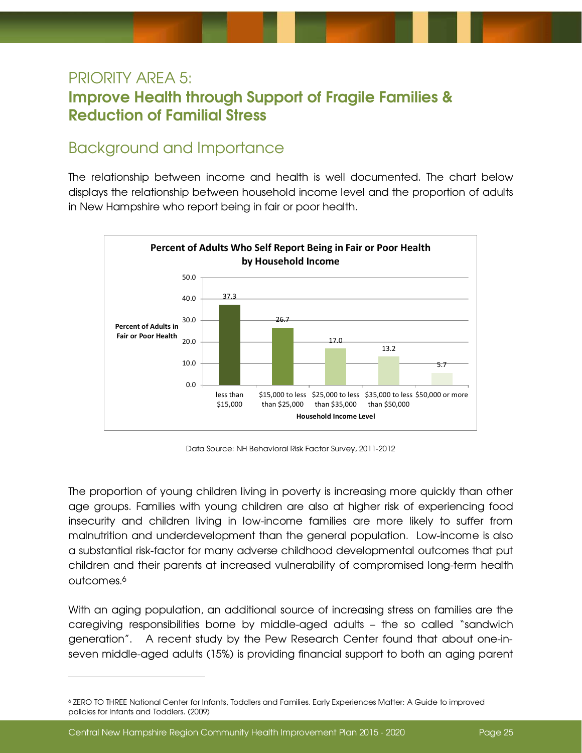# PRIORITY AREA 5:
# Improve Health through Support of Fragile Families & Reduction of Familial Stress

## Background and Importance

The relationship between income and health is well documented. The chart below displays the relationship between household income level and the proportion of adults in New Hampshire who report being in fair or poor health.

**Percent of Adults Who Self Report Being in Fair or Poor Health by Household Income**

| Household Income Level | Percent of Adults in Fair or Poor Health |
|---|---|
| less than $15,000 | 37.3 |
| $15,000 to less than $25,000 | 26.7 |
| $25,000 to less than $35,000 | 17.0 |
| $35,000 to less than $50,000 | 13.2 |
| $50,000 or more | 5.7 |

Data Source: NH Behavioral Risk Factor Survey, 2011-2012

The proportion of young children living in poverty is increasing more quickly than other age groups. Families with young children are also at higher risk of experiencing food insecurity and children living in low-income families are more likely to suffer from malnutrition and underdevelopment than the general population. Low-income is also a substantial risk-factor for many adverse childhood developmental outcomes that put children and their parents at increased vulnerability of compromised long-term health outcomes.[6]

With an aging population, an additional source of increasing stress on families are the caregiving responsibilities borne by middle-aged adults – the so called "sandwich generation". A recent study by the Pew Research Center found that about one-in-seven middle-aged adults (15%) is providing financial support to both an aging parent

---

[6] ZERO TO THREE National Center for Infants, Toddlers and Families. Early Experiences Matter: A Guide to improved policies for Infants and Toddlers. (2009)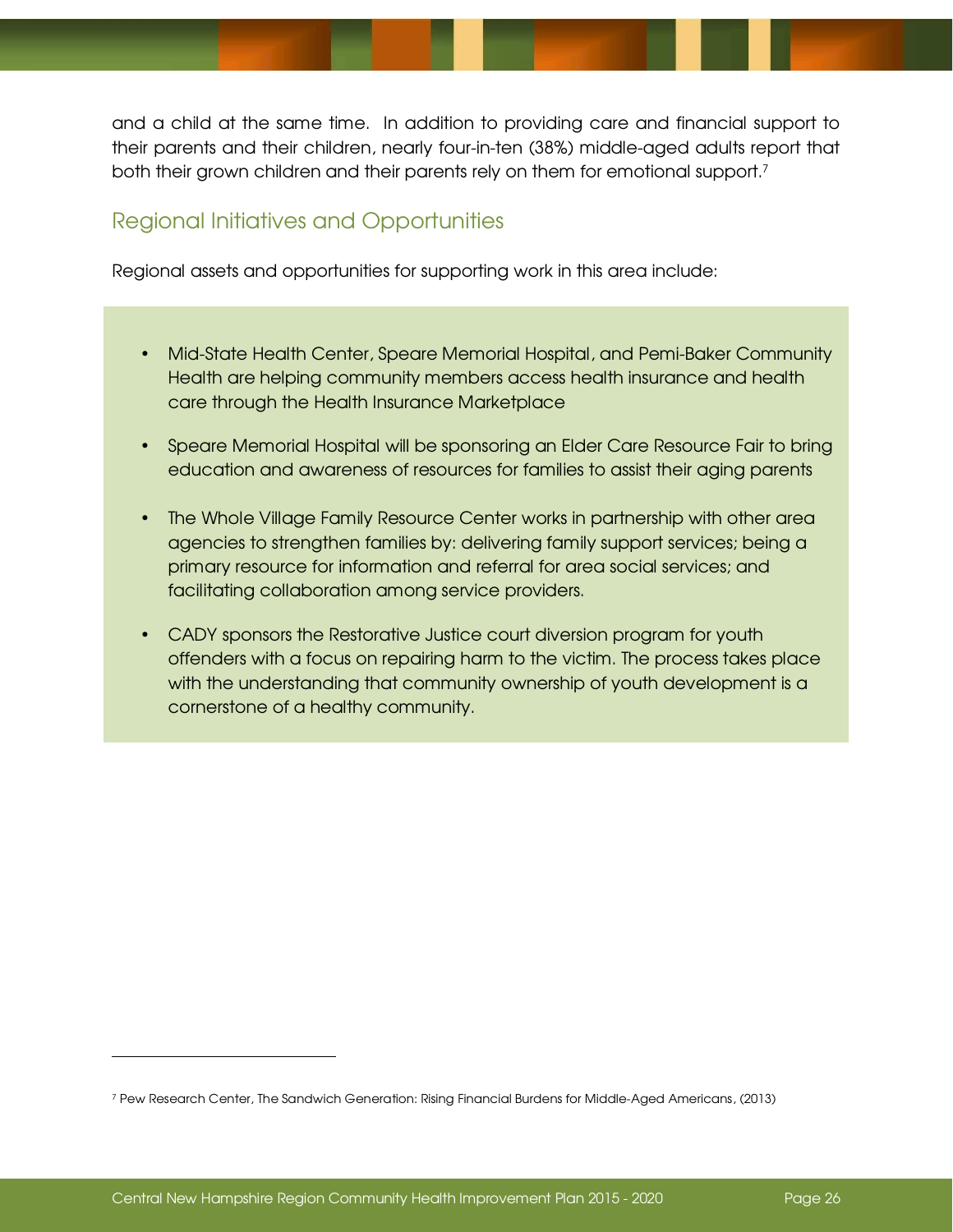and a child at the same time. In addition to providing care and financial support to their parents and their children, nearly four-in-ten (38%) middle-aged adults report that both their grown children and their parents rely on them for emotional support.[7]

## Regional Initiatives and Opportunities

Regional assets and opportunities for supporting work in this area include:

- Mid-State Health Center, Speare Memorial Hospital, and Pemi-Baker Community Health are helping community members access health insurance and health care through the Health Insurance Marketplace
- Speare Memorial Hospital will be sponsoring an Elder Care Resource Fair to bring education and awareness of resources for families to assist their aging parents
- The Whole Village Family Resource Center works in partnership with other area agencies to strengthen families by: delivering family support services; being a primary resource for information and referral for area social services; and facilitating collaboration among service providers.
- CADY sponsors the Restorative Justice court diversion program for youth offenders with a focus on repairing harm to the victim. The process takes place with the understanding that community ownership of youth development is a cornerstone of a healthy community.

---

[7] Pew Research Center, The Sandwich Generation: Rising Financial Burdens for Middle-Aged Americans, (2013)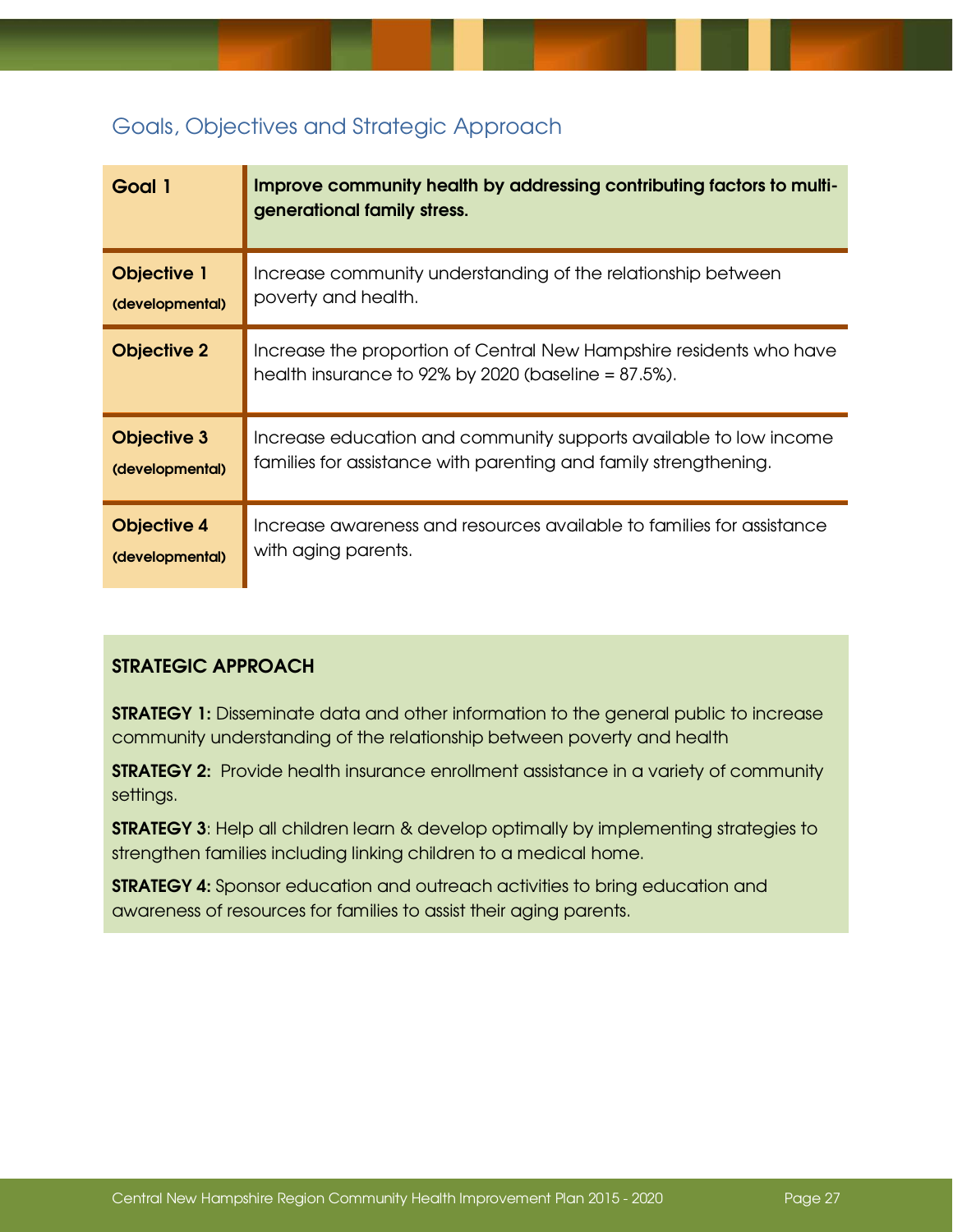## Goals, Objectives and Strategic Approach

| Goal 1 | **Improve community health by addressing contributing factors to multi-generational family stress.** |
|---|---|
| **Objective 1** (developmental) | Increase community understanding of the relationship between poverty and health. |
| **Objective 2** | Increase the proportion of Central New Hampshire residents who have health insurance to 92% by 2020 (baseline = 87.5%). |
| **Objective 3** (developmental) | Increase education and community supports available to low income families for assistance with parenting and family strengthening. |
| **Objective 4** (developmental) | Increase awareness and resources available to families for assistance with aging parents. |

### STRATEGIC APPROACH

**STRATEGY 1:** Disseminate data and other information to the general public to increase community understanding of the relationship between poverty and health

**STRATEGY 2:** Provide health insurance enrollment assistance in a variety of community settings.

**STRATEGY 3**: Help all children learn & develop optimally by implementing strategies to strengthen families including linking children to a medical home.

**STRATEGY 4:** Sponsor education and outreach activities to bring education and awareness of resources for families to assist their aging parents.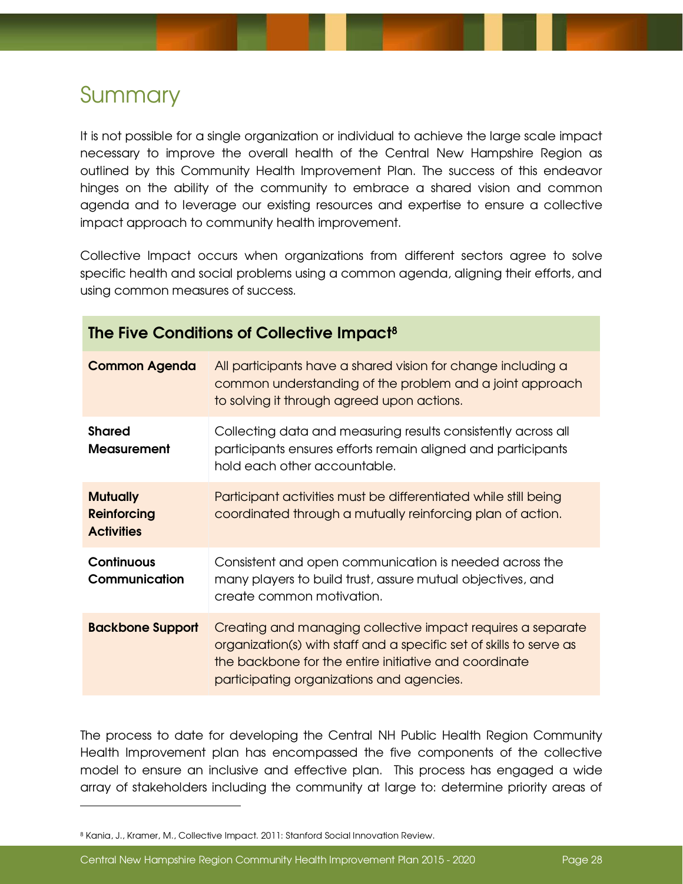# Summary

It is not possible for a single organization or individual to achieve the large scale impact necessary to improve the overall health of the Central New Hampshire Region as outlined by this Community Health Improvement Plan. The success of this endeavor hinges on the ability of the community to embrace a shared vision and common agenda and to leverage our existing resources and expertise to ensure a collective impact approach to community health improvement.

Collective Impact occurs when organizations from different sectors agree to solve specific health and social problems using a common agenda, aligning their efforts, and using common measures of success.

| **The Five Conditions of Collective Impact**[8] | |
|---|---|
| **Common Agenda** | All participants have a shared vision for change including a common understanding of the problem and a joint approach to solving it through agreed upon actions. |
| **Shared Measurement** | Collecting data and measuring results consistently across all participants ensures efforts remain aligned and participants hold each other accountable. |
| **Mutually Reinforcing Activities** | Participant activities must be differentiated while still being coordinated through a mutually reinforcing plan of action. |
| **Continuous Communication** | Consistent and open communication is needed across the many players to build trust, assure mutual objectives, and create common motivation. |
| **Backbone Support** | Creating and managing collective impact requires a separate organization(s) with staff and a specific set of skills to serve as the backbone for the entire initiative and coordinate participating organizations and agencies. |

The process to date for developing the Central NH Public Health Region Community Health Improvement plan has encompassed the five components of the collective model to ensure an inclusive and effective plan. This process has engaged a wide array of stakeholders including the community at large to: determine priority areas of

[8] Kania, J., Kramer, M., Collective Impact. 2011: Stanford Social Innovation Review.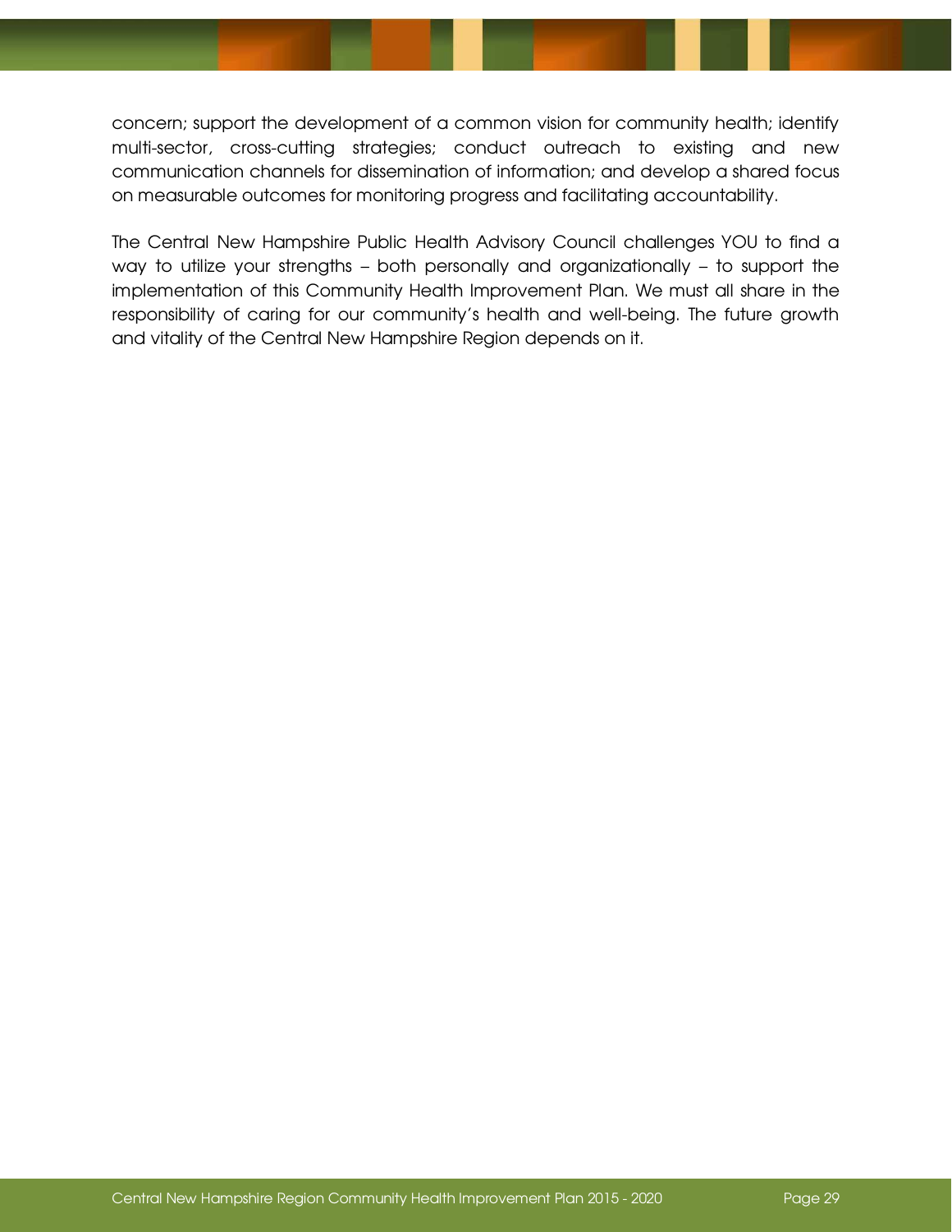concern; support the development of a common vision for community health; identify multi-sector, cross-cutting strategies; conduct outreach to existing and new communication channels for dissemination of information; and develop a shared focus on measurable outcomes for monitoring progress and facilitating accountability.

The Central New Hampshire Public Health Advisory Council challenges YOU to find a way to utilize your strengths – both personally and organizationally – to support the implementation of this Community Health Improvement Plan. We must all share in the responsibility of caring for our community's health and well-being. The future growth and vitality of the Central New Hampshire Region depends on it.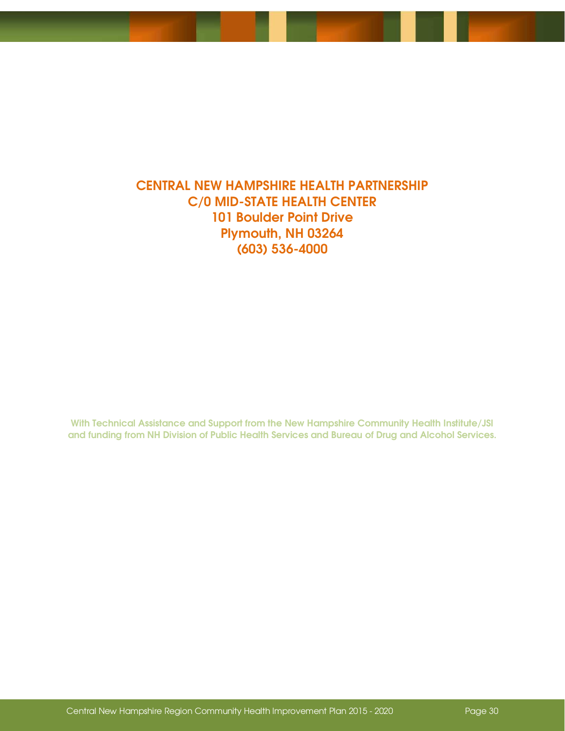**CENTRAL NEW HAMPSHIRE HEALTH PARTNERSHIP**
**C/0 MID-STATE HEALTH CENTER**
**101 Boulder Point Drive**
**Plymouth, NH 03264**
**(603) 536-4000**

**With Technical Assistance and Support from the New Hampshire Community Health Institute/JSI and funding from NH Division of Public Health Services and Bureau of Drug and Alcohol Services.**